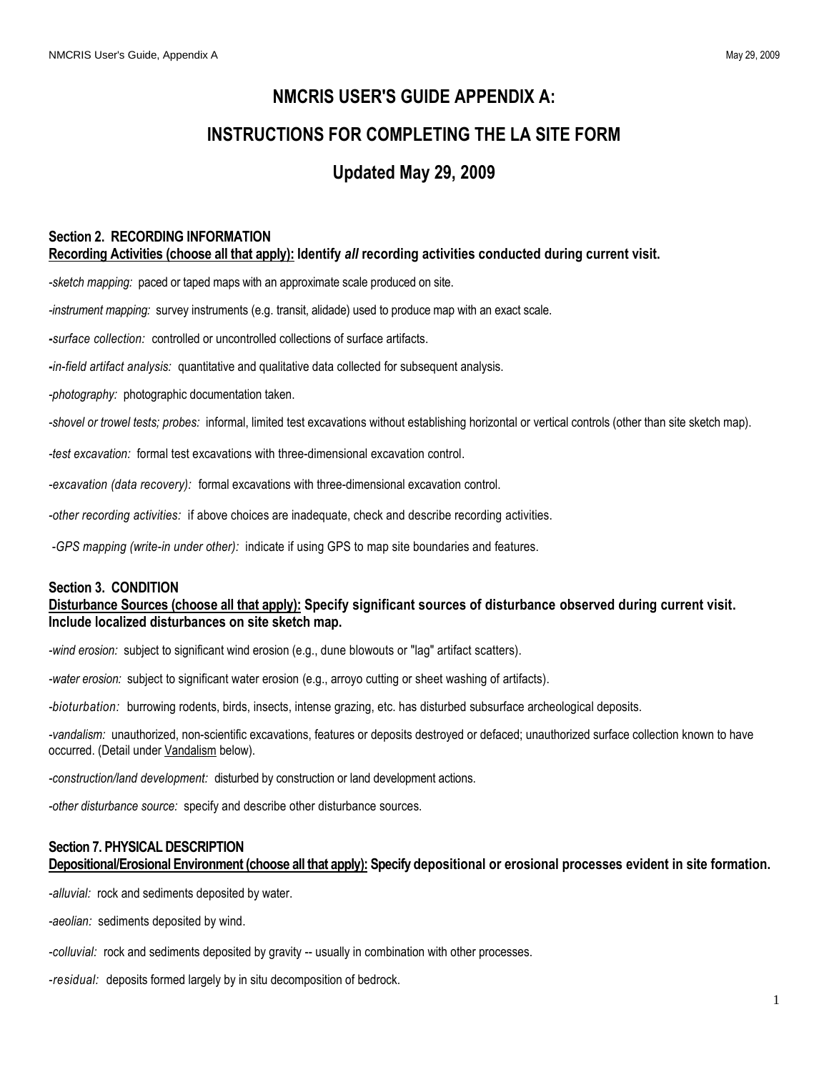# NMCRIS USER'S GUIDE APPENDIX A:

# INSTRUCTIONS FOR COMPLETING THE LA SITE FORM

## Updated May 29, 2009

### Section 2. RECORDING INFORMATION

**<u>Recording Activities (choose all that apply):</u> Identify *all* recording activities conducted during current visit.**

-*sketch mapping:* paced or taped maps with an approximate scale produced on site.

-*instrument mapping:* survey instruments (e.g. transit, alidade) used to produce map with an exact scale.

-*surface collection:* controlled or uncontrolled collections of surface artifacts.

-*in-field artifact analysis:* quantitative and qualitative data collected for subsequent analysis.

-*photography:* photographic documentation taken.

-*shovel or trowel tests; probes:* informal, limited test excavations without establishing horizontal or vertical controls (other than site sketch map).

-*test excavation:* formal test excavations with three-dimensional excavation control.

-*excavation (data recovery):* formal excavations with three-dimensional excavation control.

-*other recording activities:* if above choices are inadequate, check and describe recording activities.

-*GPS mapping (write-in under other):* indicate if using GPS to map site boundaries and features.

### Section 3. CONDITION

**<u>Disturbance Sources (choose all that apply):</u> Specify significant sources of disturbance observed during current visit. Include localized disturbances on site sketch map.**

-*wind erosion:* subject to significant wind erosion (e.g., dune blowouts or "lag" artifact scatters).

-*water erosion:* subject to significant water erosion (e.g., arroyo cutting or sheet washing of artifacts).

-*bioturbation:* burrowing rodents, birds, insects, intense grazing, etc. has disturbed subsurface archeological deposits.

-*vandalism:* unauthorized, non-scientific excavations, features or deposits destroyed or defaced; unauthorized surface collection known to have occurred. (Detail under <u>Vandalism</u> below).

-*construction/land development:* disturbed by construction or land development actions.

-*other disturbance source:* specify and describe other disturbance sources.

### Section 7. PHYSICAL DESCRIPTION

**<u>Depositional/Erosional Environment (choose all that apply):</u> Specify depositional or erosional processes evident in site formation.**

-*alluvial:* rock and sediments deposited by water.

-*aeolian:* sediments deposited by wind.

-*colluvial:* rock and sediments deposited by gravity -- usually in combination with other processes.

-*residual:* deposits formed largely by in situ decomposition of bedrock.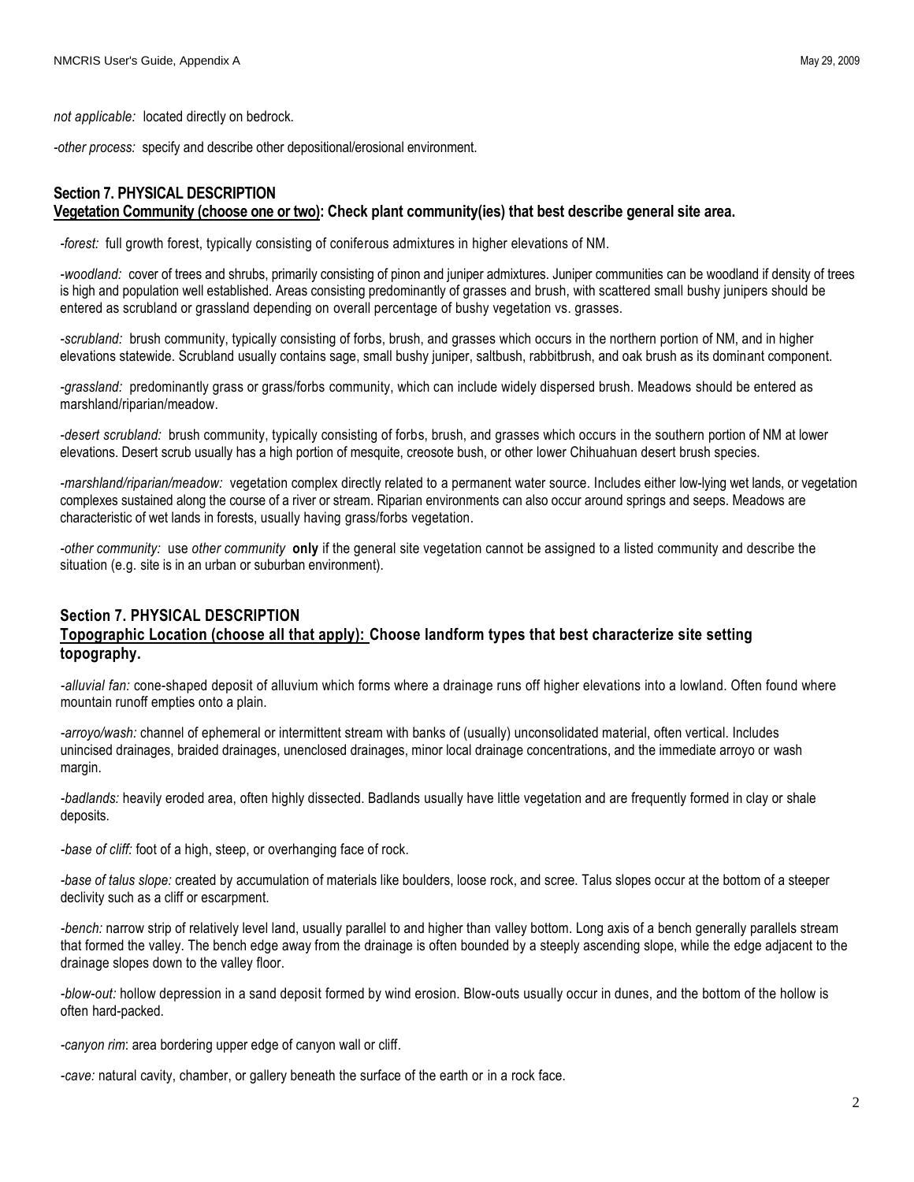*not applicable:* located directly on bedrock.

*-other process:* specify and describe other depositional/erosional environment.

## Section 7. PHYSICAL DESCRIPTION

**Vegetation Community (choose one or two): Check plant community(ies) that best describe general site area.**

*-forest:* full growth forest, typically consisting of coniferous admixtures in higher elevations of NM.

*-woodland:* cover of trees and shrubs, primarily consisting of pinon and juniper admixtures. Juniper communities can be woodland if density of trees is high and population well established. Areas consisting predominantly of grasses and brush, with scattered small bushy junipers should be entered as scrubland or grassland depending on overall percentage of bushy vegetation vs. grasses.

*-scrubland:* brush community, typically consisting of forbs, brush, and grasses which occurs in the northern portion of NM, and in higher elevations statewide. Scrubland usually contains sage, small bushy juniper, saltbush, rabbitbrush, and oak brush as its dominant component.

*-grassland:* predominantly grass or grass/forbs community, which can include widely dispersed brush. Meadows should be entered as marshland/riparian/meadow.

*-desert scrubland:* brush community, typically consisting of forbs, brush, and grasses which occurs in the southern portion of NM at lower elevations. Desert scrub usually has a high portion of mesquite, creosote bush, or other lower Chihuahuan desert brush species.

*-marshland/riparian/meadow:* vegetation complex directly related to a permanent water source. Includes either low-lying wet lands, or vegetation complexes sustained along the course of a river or stream. Riparian environments can also occur around springs and seeps. Meadows are characteristic of wet lands in forests, usually having grass/forbs vegetation.

*-other community:* use *other community* **only** if the general site vegetation cannot be assigned to a listed community and describe the situation (e.g. site is in an urban or suburban environment).

## Section 7. PHYSICAL DESCRIPTION

**Topographic Location (choose all that apply): Choose landform types that best characterize site setting topography.**

*-alluvial fan:* cone-shaped deposit of alluvium which forms where a drainage runs off higher elevations into a lowland. Often found where mountain runoff empties onto a plain.

*-arroyo/wash:* channel of ephemeral or intermittent stream with banks of (usually) unconsolidated material, often vertical. Includes unincised drainages, braided drainages, unenclosed drainages, minor local drainage concentrations, and the immediate arroyo or wash margin.

*-badlands:* heavily eroded area, often highly dissected. Badlands usually have little vegetation and are frequently formed in clay or shale deposits.

*-base of cliff:* foot of a high, steep, or overhanging face of rock.

*-base of talus slope:* created by accumulation of materials like boulders, loose rock, and scree. Talus slopes occur at the bottom of a steeper declivity such as a cliff or escarpment.

*-bench:* narrow strip of relatively level land, usually parallel to and higher than valley bottom. Long axis of a bench generally parallels stream that formed the valley. The bench edge away from the drainage is often bounded by a steeply ascending slope, while the edge adjacent to the drainage slopes down to the valley floor.

*-blow-out:* hollow depression in a sand deposit formed by wind erosion. Blow-outs usually occur in dunes, and the bottom of the hollow is often hard-packed.

*-canyon rim*: area bordering upper edge of canyon wall or cliff.

*-cave:* natural cavity, chamber, or gallery beneath the surface of the earth or in a rock face.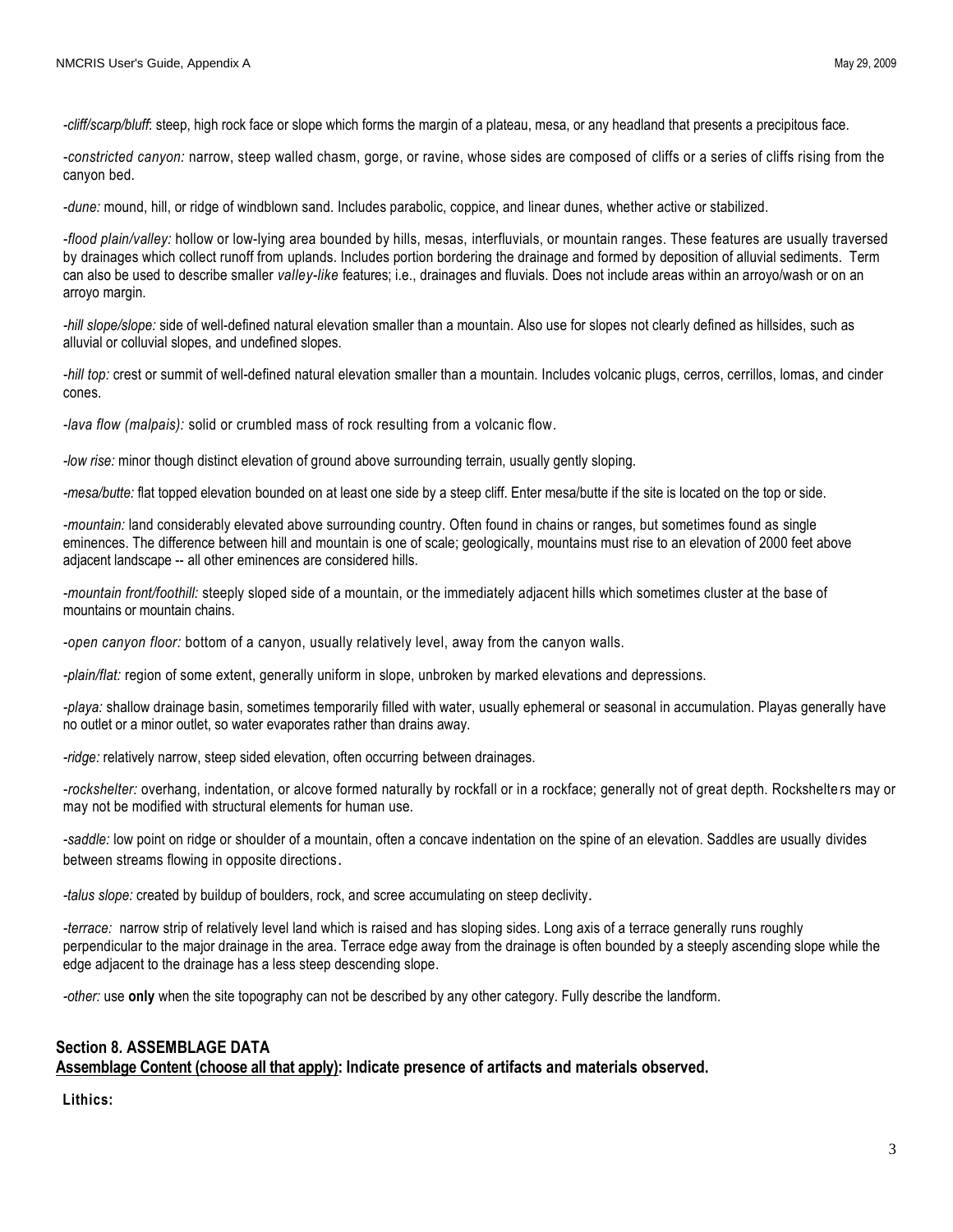*-cliff/scarp/bluff*: steep, high rock face or slope which forms the margin of a plateau, mesa, or any headland that presents a precipitous face.

*-constricted canyon:* narrow, steep walled chasm, gorge, or ravine, whose sides are composed of cliffs or a series of cliffs rising from the canyon bed.

*-dune:* mound, hill, or ridge of windblown sand. Includes parabolic, coppice, and linear dunes, whether active or stabilized.

*-flood plain/valley:* hollow or low-lying area bounded by hills, mesas, interfluvials, or mountain ranges. These features are usually traversed by drainages which collect runoff from uplands. Includes portion bordering the drainage and formed by deposition of alluvial sediments. Term can also be used to describe smaller *valley-like* features; i.e., drainages and fluvials. Does not include areas within an arroyo/wash or on an arroyo margin.

*-hill slope/slope:* side of well-defined natural elevation smaller than a mountain. Also use for slopes not clearly defined as hillsides, such as alluvial or colluvial slopes, and undefined slopes.

*-hill top:* crest or summit of well-defined natural elevation smaller than a mountain. Includes volcanic plugs, cerros, cerrillos, lomas, and cinder cones.

*-lava flow (malpais):* solid or crumbled mass of rock resulting from a volcanic flow.

*-low rise:* minor though distinct elevation of ground above surrounding terrain, usually gently sloping.

*-mesa/butte:* flat topped elevation bounded on at least one side by a steep cliff. Enter mesa/butte if the site is located on the top or side.

*-mountain:* land considerably elevated above surrounding country. Often found in chains or ranges, but sometimes found as single eminences. The difference between hill and mountain is one of scale; geologically, mountains must rise to an elevation of 2000 feet above adjacent landscape -- all other eminences are considered hills.

*-mountain front/foothill:* steeply sloped side of a mountain, or the immediately adjacent hills which sometimes cluster at the base of mountains or mountain chains.

*-open canyon floor:* bottom of a canyon, usually relatively level, away from the canyon walls.

*-plain/flat:* region of some extent, generally uniform in slope, unbroken by marked elevations and depressions.

*-playa:* shallow drainage basin, sometimes temporarily filled with water, usually ephemeral or seasonal in accumulation. Playas generally have no outlet or a minor outlet, so water evaporates rather than drains away.

*-ridge:* relatively narrow, steep sided elevation, often occurring between drainages.

*-rockshelter:* overhang, indentation, or alcove formed naturally by rockfall or in a rockface; generally not of great depth. Rockshelters may or may not be modified with structural elements for human use.

*-saddle:* low point on ridge or shoulder of a mountain, often a concave indentation on the spine of an elevation. Saddles are usually divides between streams flowing in opposite directions.

*-talus slope:* created by buildup of boulders, rock, and scree accumulating on steep declivity.

*-terrace:* narrow strip of relatively level land which is raised and has sloping sides. Long axis of a terrace generally runs roughly perpendicular to the major drainage in the area. Terrace edge away from the drainage is often bounded by a steeply ascending slope while the edge adjacent to the drainage has a less steep descending slope.

*-other:* use **only** when the site topography can not be described by any other category. Fully describe the landform.

## Section 8. ASSEMBLAGE DATA

**Assemblage Content (choose all that apply): Indicate presence of artifacts and materials observed.**

**Lithics:**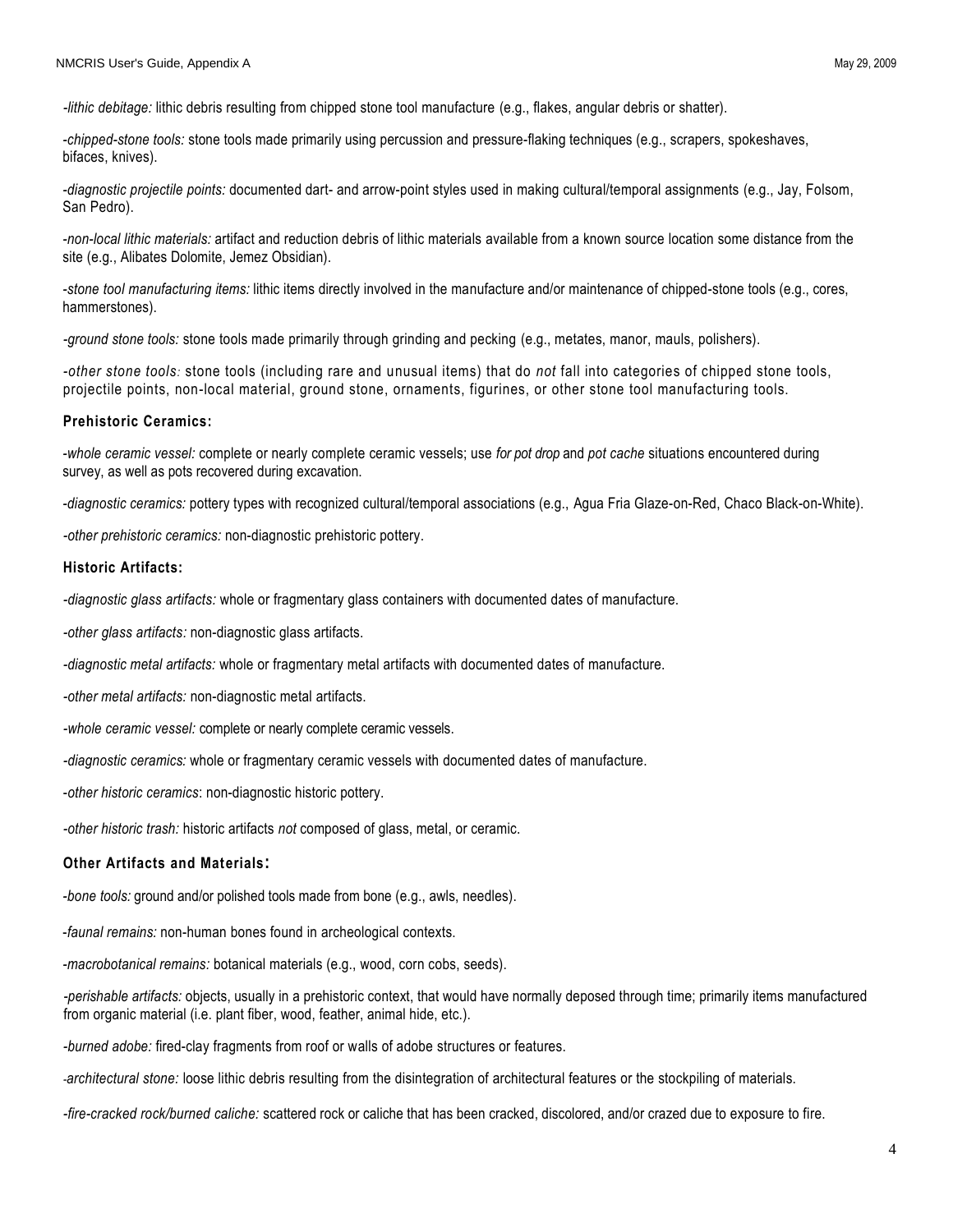-*lithic debitage:* lithic debris resulting from chipped stone tool manufacture (e.g., flakes, angular debris or shatter).

-*chipped-stone tools:* stone tools made primarily using percussion and pressure-flaking techniques (e.g., scrapers, spokeshaves, bifaces, knives).

-*diagnostic projectile points:* documented dart- and arrow-point styles used in making cultural/temporal assignments (e.g., Jay, Folsom, San Pedro).

-*non-local lithic materials:* artifact and reduction debris of lithic materials available from a known source location some distance from the site (e.g., Alibates Dolomite, Jemez Obsidian).

-*stone tool manufacturing items:* lithic items directly involved in the manufacture and/or maintenance of chipped-stone tools (e.g., cores, hammerstones).

-*ground stone tools:* stone tools made primarily through grinding and pecking (e.g., metates, manor, mauls, polishers).

-*other stone tools:* stone tools (including rare and unusual items) that do *not* fall into categories of chipped stone tools, projectile points, non-local material, ground stone, ornaments, figurines, or other stone tool manufacturing tools.

### Prehistoric Ceramics:

-*whole ceramic vessel:* complete or nearly complete ceramic vessels; use *for pot drop* and *pot cache* situations encountered during survey, as well as pots recovered during excavation.

-*diagnostic ceramics:* pottery types with recognized cultural/temporal associations (e.g., Agua Fria Glaze-on-Red, Chaco Black-on-White).

-*other prehistoric ceramics:* non-diagnostic prehistoric pottery.

### Historic Artifacts:

-*diagnostic glass artifacts:* whole or fragmentary glass containers with documented dates of manufacture.

-*other glass artifacts:* non-diagnostic glass artifacts.

-*diagnostic metal artifacts:* whole or fragmentary metal artifacts with documented dates of manufacture.

-*other metal artifacts:* non-diagnostic metal artifacts.

-*whole ceramic vessel:* complete or nearly complete ceramic vessels.

-*diagnostic ceramics:* whole or fragmentary ceramic vessels with documented dates of manufacture.

-*other historic ceramics*: non-diagnostic historic pottery.

-*other historic trash:* historic artifacts *not* composed of glass, metal, or ceramic.

### Other Artifacts and Materials:

-*bone tools:* ground and/or polished tools made from bone (e.g., awls, needles).

-*faunal remains:* non-human bones found in archeological contexts.

-*macrobotanical remains:* botanical materials (e.g., wood, corn cobs, seeds).

-*perishable artifacts:* objects, usually in a prehistoric context, that would have normally deposed through time; primarily items manufactured from organic material (i.e. plant fiber, wood, feather, animal hide, etc.).

-*burned adobe:* fired-clay fragments from roof or walls of adobe structures or features.

-*architectural stone:* loose lithic debris resulting from the disintegration of architectural features or the stockpiling of materials.

-*fire-cracked rock/burned caliche:* scattered rock or caliche that has been cracked, discolored, and/or crazed due to exposure to fire.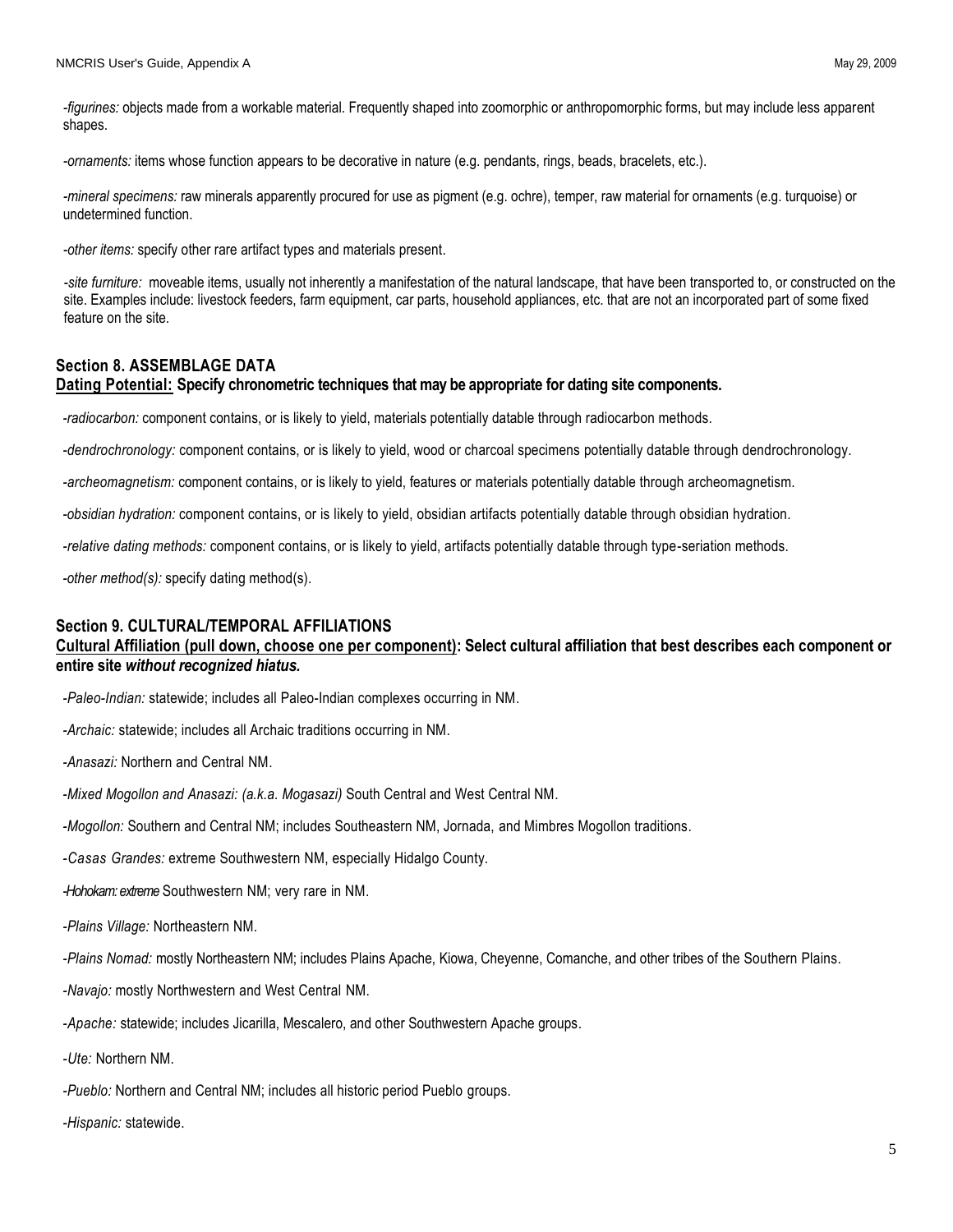*-figurines:* objects made from a workable material. Frequently shaped into zoomorphic or anthropomorphic forms, but may include less apparent shapes.

*-ornaments:* items whose function appears to be decorative in nature (e.g. pendants, rings, beads, bracelets, etc.).

*-mineral specimens:* raw minerals apparently procured for use as pigment (e.g. ochre), temper, raw material for ornaments (e.g. turquoise) or undetermined function.

*-other items:* specify other rare artifact types and materials present.

*-site furniture:* moveable items, usually not inherently a manifestation of the natural landscape, that have been transported to, or constructed on the site. Examples include: livestock feeders, farm equipment, car parts, household appliances, etc. that are not an incorporated part of some fixed feature on the site.

## Section 8. ASSEMBLAGE DATA

**Dating Potential: Specify chronometric techniques that may be appropriate for dating site components.**

*-radiocarbon:* component contains, or is likely to yield, materials potentially datable through radiocarbon methods.

*-dendrochronology:* component contains, or is likely to yield, wood or charcoal specimens potentially datable through dendrochronology.

*-archeomagnetism:* component contains, or is likely to yield, features or materials potentially datable through archeomagnetism.

*-obsidian hydration:* component contains, or is likely to yield, obsidian artifacts potentially datable through obsidian hydration.

*-relative dating methods:* component contains, or is likely to yield, artifacts potentially datable through type-seriation methods.

*-other method(s):* specify dating method(s).

## Section 9. CULTURAL/TEMPORAL AFFILIATIONS

**Cultural Affiliation (pull down, choose one per component): Select cultural affiliation that best describes each component or entire site *without recognized hiatus.***

*-Paleo-Indian:* statewide; includes all Paleo-Indian complexes occurring in NM.

*-Archaic:* statewide; includes all Archaic traditions occurring in NM.

*-Anasazi:* Northern and Central NM.

*-Mixed Mogollon and Anasazi: (a.k.a. Mogasazi)* South Central and West Central NM.

*-Mogollon:* Southern and Central NM; includes Southeastern NM, Jornada, and Mimbres Mogollon traditions.

*-Casas Grandes:* extreme Southwestern NM, especially Hidalgo County.

*-Hohokam: extreme* Southwestern NM; very rare in NM.

*-Plains Village:* Northeastern NM.

*-Plains Nomad:* mostly Northeastern NM; includes Plains Apache, Kiowa, Cheyenne, Comanche, and other tribes of the Southern Plains.

*-Navajo:* mostly Northwestern and West Central NM.

*-Apache:* statewide; includes Jicarilla, Mescalero, and other Southwestern Apache groups.

*-Ute:* Northern NM.

*-Pueblo:* Northern and Central NM; includes all historic period Pueblo groups.

*-Hispanic:* statewide.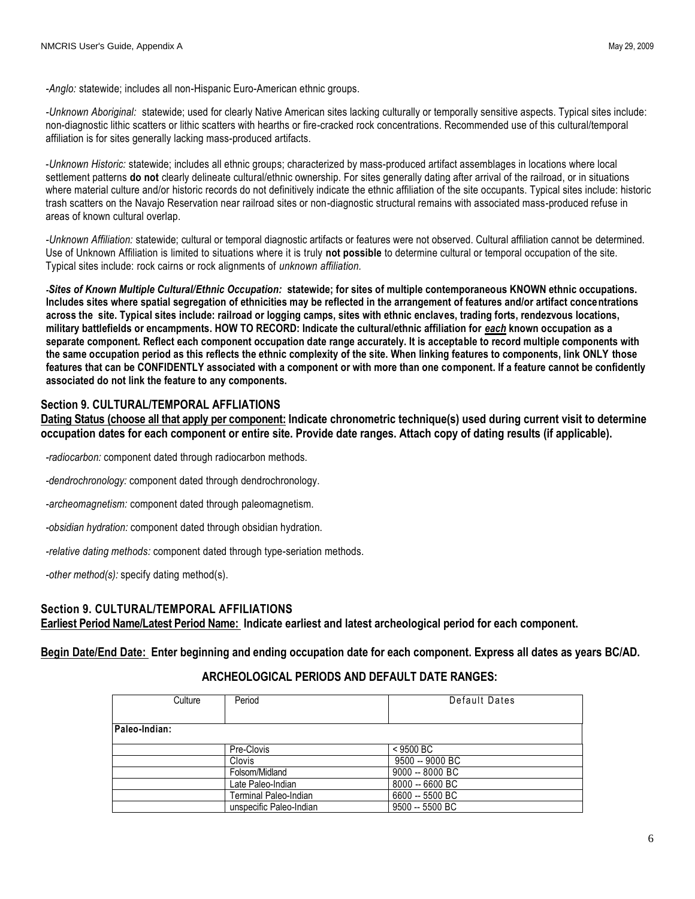-*Anglo:* statewide; includes all non-Hispanic Euro-American ethnic groups.

-*Unknown Aboriginal:* statewide; used for clearly Native American sites lacking culturally or temporally sensitive aspects. Typical sites include: non-diagnostic lithic scatters or lithic scatters with hearths or fire-cracked rock concentrations. Recommended use of this cultural/temporal affiliation is for sites generally lacking mass-produced artifacts.

-*Unknown Historic:* statewide; includes all ethnic groups; characterized by mass-produced artifact assemblages in locations where local settlement patterns **do not** clearly delineate cultural/ethnic ownership. For sites generally dating after arrival of the railroad, or in situations where material culture and/or historic records do not definitively indicate the ethnic affiliation of the site occupants. Typical sites include: historic trash scatters on the Navajo Reservation near railroad sites or non-diagnostic structural remains with associated mass-produced refuse in areas of known cultural overlap.

-*Unknown Affiliation:* statewide; cultural or temporal diagnostic artifacts or features were not observed. Cultural affiliation cannot be determined. Use of Unknown Affiliation is limited to situations where it is truly **not possible** to determine cultural or temporal occupation of the site. Typical sites include: rock cairns or rock alignments of *unknown affiliation*.

**-*Sites of Known Multiple Cultural/Ethnic Occupation:* statewide; for sites of multiple contemporaneous KNOWN ethnic occupations. Includes sites where spatial segregation of ethnicities may be reflected in the arrangement of features and/or artifact concentrations across the site. Typical sites include: railroad or logging camps, sites with ethnic enclaves, trading forts, rendezvous locations, military battlefields or encampments. HOW TO RECORD: Indicate the cultural/ethnic affiliation for *each* known occupation as a separate component. Reflect each component occupation date range accurately. It is acceptable to record multiple components with the same occupation period as this reflects the ethnic complexity of the site. When linking features to components, link ONLY those features that can be CONFIDENTLY associated with a component or with more than one component. If a feature cannot be confidently associated do not link the feature to any components.**

### Section 9. CULTURAL/TEMPORAL AFFLIATIONS

**Dating Status (choose all that apply per component: Indicate chronometric technique(s) used during current visit to determine occupation dates for each component or entire site. Provide date ranges. Attach copy of dating results (if applicable).**

-*radiocarbon:* component dated through radiocarbon methods.

-*dendrochronology:* component dated through dendrochronology.

-*archeomagnetism:* component dated through paleomagnetism.

-*obsidian hydration:* component dated through obsidian hydration.

-*relative dating methods:* component dated through type-seriation methods.

-*other method(s):* specify dating method(s).

### Section 9. CULTURAL/TEMPORAL AFFILIATIONS

**Earliest Period Name/Latest Period Name: Indicate earliest and latest archeological period for each component.**

**Begin Date/End Date: Enter beginning and ending occupation date for each component. Express all dates as years BC/AD.**

**ARCHEOLOGICAL PERIODS AND DEFAULT DATE RANGES:**

| Culture | Period | Default Dates |
|---|---|---|
| **Paleo-Indian:** | | |
| | Pre-Clovis | < 9500 BC |
| | Clovis | 9500 -- 9000 BC |
| | Folsom/Midland | 9000 -- 8000 BC |
| | Late Paleo-Indian | 8000 -- 6600 BC |
| | Terminal Paleo-Indian | 6600 -- 5500 BC |
| | unspecific Paleo-Indian | 9500 -- 5500 BC |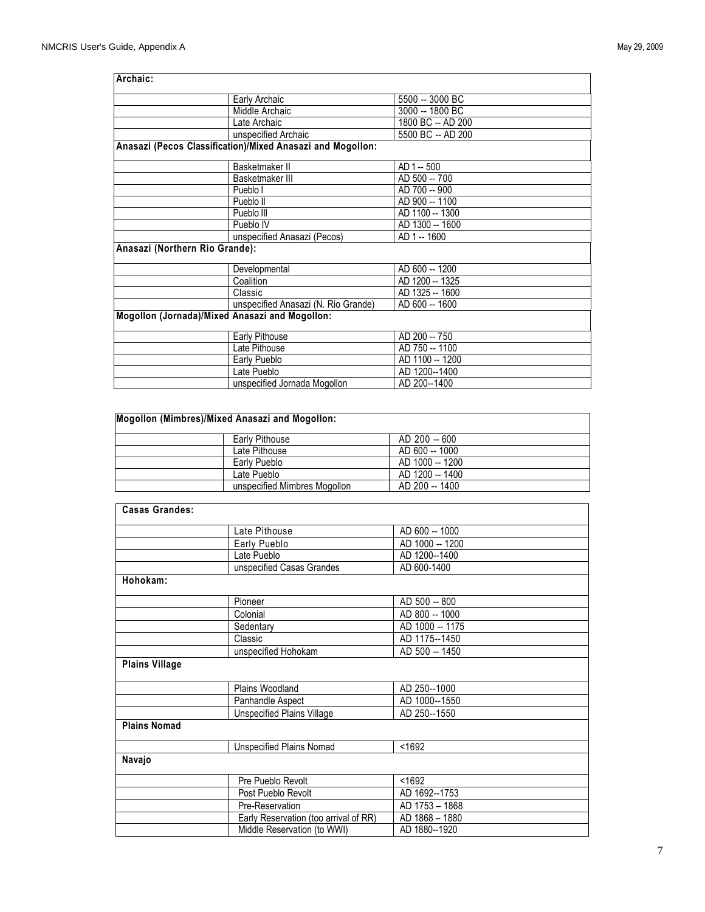| Archaic: | | |
|---|---|---|
| | Early Archaic | 5500 -- 3000 BC |
| | Middle Archaic | 3000 -- 1800 BC |
| | Late Archaic | 1800 BC -- AD 200 |
| | unspecified Archaic | 5500 BC -- AD 200 |
| **Anasazi (Pecos Classification)/Mixed Anasazi and Mogollon:** | | |
| | Basketmaker II | AD 1 -- 500 |
| | Basketmaker III | AD 500 -- 700 |
| | Pueblo I | AD 700 -- 900 |
| | Pueblo II | AD 900 -- 1100 |
| | Pueblo III | AD 1100 -- 1300 |
| | Pueblo IV | AD 1300 -- 1600 |
| | unspecified Anasazi (Pecos) | AD 1 -- 1600 |
| **Anasazi (Northern Rio Grande):** | | |
| | Developmental | AD 600 -- 1200 |
| | Coalition | AD 1200 -- 1325 |
| | Classic | AD 1325 -- 1600 |
| | unspecified Anasazi (N. Rio Grande) | AD 600 -- 1600 |
| **Mogollon (Jornada)/Mixed Anasazi and Mogollon:** | | |
| | Early Pithouse | AD 200 -- 750 |
| | Late Pithouse | AD 750 -- 1100 |
| | Early Pueblo | AD 1100 -- 1200 |
| | Late Pueblo | AD 1200--1400 |
| | unspecified Jornada Mogollon | AD 200--1400 |

| Mogollon (Mimbres)/Mixed Anasazi and Mogollon: | | |
|---|---|---|
| | Early Pithouse | AD 200 -- 600 |
| | Late Pithouse | AD 600 -- 1000 |
| | Early Pueblo | AD 1000 -- 1200 |
| | Late Pueblo | AD 1200 -- 1400 |
| | unspecified Mimbres Mogollon | AD 200 -- 1400 |

| Casas Grandes: | | |
|---|---|---|
| | Late Pithouse | AD 600 -- 1000 |
| | Early Pueblo | AD 1000 -- 1200 |
| | Late Pueblo | AD 1200--1400 |
| | unspecified Casas Grandes | AD 600-1400 |
| **Hohokam:** | | |
| | Pioneer | AD 500 -- 800 |
| | Colonial | AD 800 -- 1000 |
| | Sedentary | AD 1000 -- 1175 |
| | Classic | AD 1175--1450 |
| | unspecified Hohokam | AD 500 -- 1450 |
| **Plains Village** | | |
| | Plains Woodland | AD 250--1000 |
| | Panhandle Aspect | AD 1000--1550 |
| | Unspecified Plains Village | AD 250--1550 |
| **Plains Nomad** | | |
| | Unspecified Plains Nomad | <1692 |
| **Navajo** | | |
| | Pre Pueblo Revolt | <1692 |
| | Post Pueblo Revolt | AD 1692--1753 |
| | Pre-Reservation | AD 1753 – 1868 |
| | Early Reservation (too arrival of RR) | AD 1868 – 1880 |
| | Middle Reservation (to WWI) | AD 1880--1920 |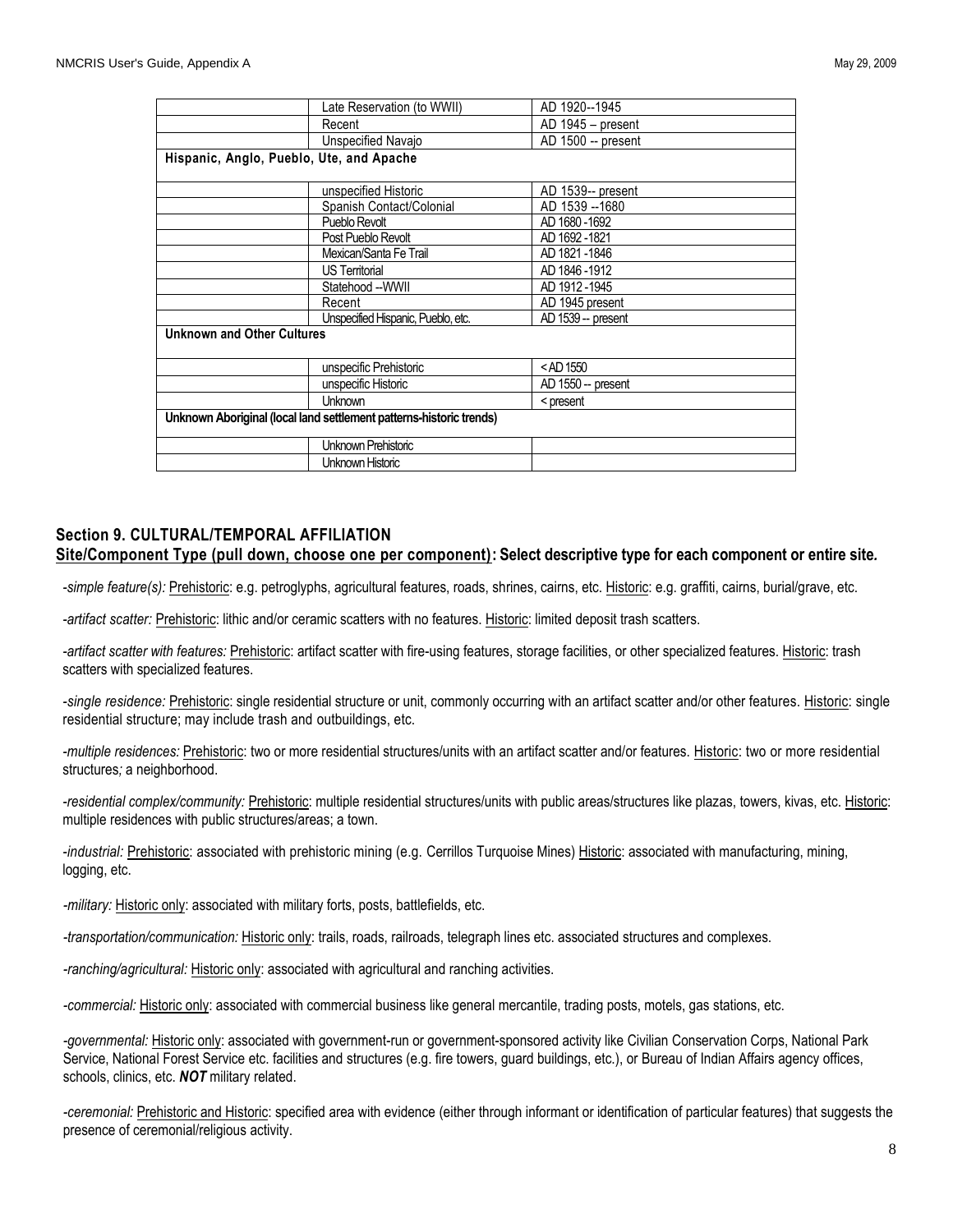| | | |
|---|---|---|
| | Late Reservation (to WWII) | AD 1920--1945 |
| | Recent | AD 1945 – present |
| | Unspecified Navajo | AD 1500 -- present |
| **Hispanic, Anglo, Pueblo, Ute, and Apache** | | |
| | unspecified Historic | AD 1539-- present |
| | Spanish Contact/Colonial | AD 1539 --1680 |
| | Pueblo Revolt | AD 1680 -1692 |
| | Post Pueblo Revolt | AD 1692 -1821 |
| | Mexican/Santa Fe Trail | AD 1821 -1846 |
| | US Territorial | AD 1846 -1912 |
| | Statehood --WWII | AD 1912 -1945 |
| | Recent | AD 1945 present |
| | Unspecified Hispanic, Pueblo, etc. | AD 1539 -- present |
| **Unknown and Other Cultures** | | |
| | unspecific Prehistoric | < AD 1550 |
| | unspecific Historic | AD 1550 -- present |
| | Unknown | < present |
| **Unknown Aboriginal (local land settlement patterns-historic trends)** | | |
| | Unknown Prehistoric | |
| | Unknown Historic | |

## Section 9. CULTURAL/TEMPORAL AFFILIATION

**Site/Component Type (pull down, choose one per component): Select descriptive type for each component or entire site.**

-*simple feature(s):* Prehistoric: e.g. petroglyphs, agricultural features, roads, shrines, cairns, etc. Historic: e.g. graffiti, cairns, burial/grave, etc.

-*artifact scatter:* Prehistoric: lithic and/or ceramic scatters with no features. Historic: limited deposit trash scatters.

-*artifact scatter with features:* Prehistoric: artifact scatter with fire-using features, storage facilities, or other specialized features. Historic: trash scatters with specialized features.

-*single residence:* Prehistoric: single residential structure or unit, commonly occurring with an artifact scatter and/or other features. Historic: single residential structure; may include trash and outbuildings, etc.

-*multiple residences:* Prehistoric: two or more residential structures/units with an artifact scatter and/or features. Historic: two or more residential structures*;* a neighborhood.

-*residential complex/community:* Prehistoric: multiple residential structures/units with public areas/structures like plazas, towers, kivas, etc. Historic: multiple residences with public structures/areas; a town.

-*industrial:* Prehistoric: associated with prehistoric mining (e.g. Cerrillos Turquoise Mines) Historic: associated with manufacturing, mining, logging, etc.

-*military:* Historic only: associated with military forts, posts, battlefields, etc.

-*transportation/communication:* Historic only: trails, roads, railroads, telegraph lines etc. associated structures and complexes.

-*ranching/agricultural:* Historic only: associated with agricultural and ranching activities.

-*commercial:* Historic only: associated with commercial business like general mercantile, trading posts, motels, gas stations, etc.

-*governmental:* Historic only: associated with government-run or government-sponsored activity like Civilian Conservation Corps, National Park Service, National Forest Service etc. facilities and structures (e.g. fire towers, guard buildings, etc.), or Bureau of Indian Affairs agency offices, schools, clinics, etc. ***NOT*** military related.

-*ceremonial:* Prehistoric and Historic: specified area with evidence (either through informant or identification of particular features) that suggests the presence of ceremonial/religious activity.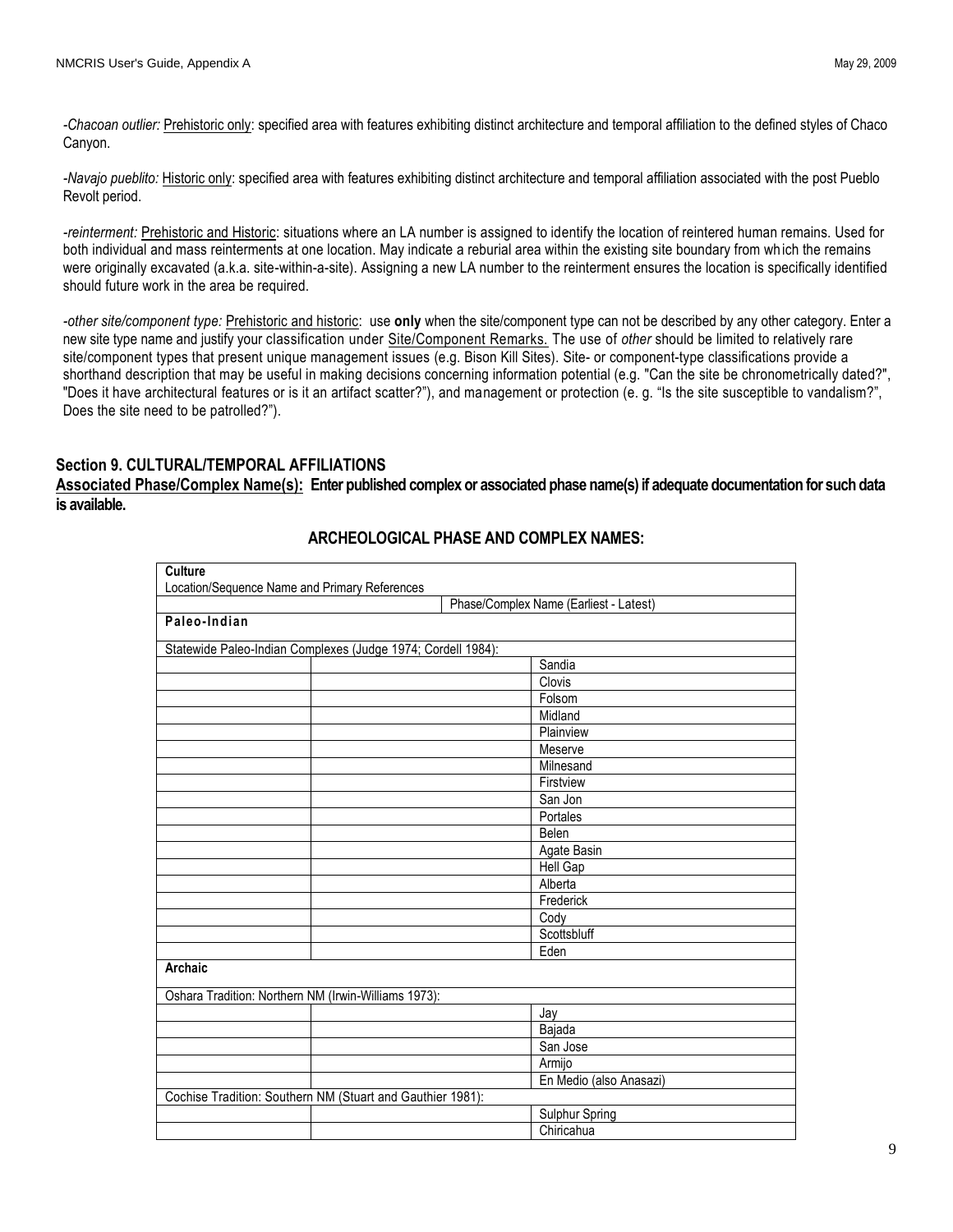-*Chacoan outlier:* Prehistoric only: specified area with features exhibiting distinct architecture and temporal affiliation to the defined styles of Chaco Canyon.

-*Navajo pueblito:* Historic only: specified area with features exhibiting distinct architecture and temporal affiliation associated with the post Pueblo Revolt period.

-*reinterment:* Prehistoric and Historic: situations where an LA number is assigned to identify the location of reintered human remains. Used for both individual and mass reinterments at one location. May indicate a reburial area within the existing site boundary from which the remains were originally excavated (a.k.a. site-within-a-site). Assigning a new LA number to the reinterment ensures the location is specifically identified should future work in the area be required.

-*other site/component type:* Prehistoric and historic: use **only** when the site/component type can not be described by any other category. Enter a new site type name and justify your classification under Site/Component Remarks. The use of *other* should be limited to relatively rare site/component types that present unique management issues (e.g. Bison Kill Sites). Site- or component-type classifications provide a shorthand description that may be useful in making decisions concerning information potential (e.g. "Can the site be chronometrically dated?", "Does it have architectural features or is it an artifact scatter?"), and management or protection (e. g. "Is the site susceptible to vandalism?", Does the site need to be patrolled?").

## Section 9. CULTURAL/TEMPORAL AFFILIATIONS

**Associated Phase/Complex Name(s): Enter published complex or associated phase name(s) if adequate documentation for such data is available.**

### ARCHEOLOGICAL PHASE AND COMPLEX NAMES:

| Culture<br>Location/Sequence Name and Primary References | | |
|---|---|---|
| | | Phase/Complex Name (Earliest - Latest) |
| **Paleo-Indian** | | |
| Statewide Paleo-Indian Complexes (Judge 1974; Cordell 1984): | | |
| | | Sandia |
| | | Clovis |
| | | Folsom |
| | | Midland |
| | | Plainview |
| | | Meserve |
| | | Milnesand |
| | | Firstview |
| | | San Jon |
| | | Portales |
| | | Belen |
| | | Agate Basin |
| | | Hell Gap |
| | | Alberta |
| | | Frederick |
| | | Cody |
| | | Scottsbluff |
| | | Eden |
| **Archaic** | | |
| Oshara Tradition: Northern NM (Irwin-Williams 1973): | | |
| | | Jay |
| | | Bajada |
| | | San Jose |
| | | Armijo |
| | | En Medio (also Anasazi) |
| Cochise Tradition: Southern NM (Stuart and Gauthier 1981): | | |
| | | Sulphur Spring |
| | | Chiricahua |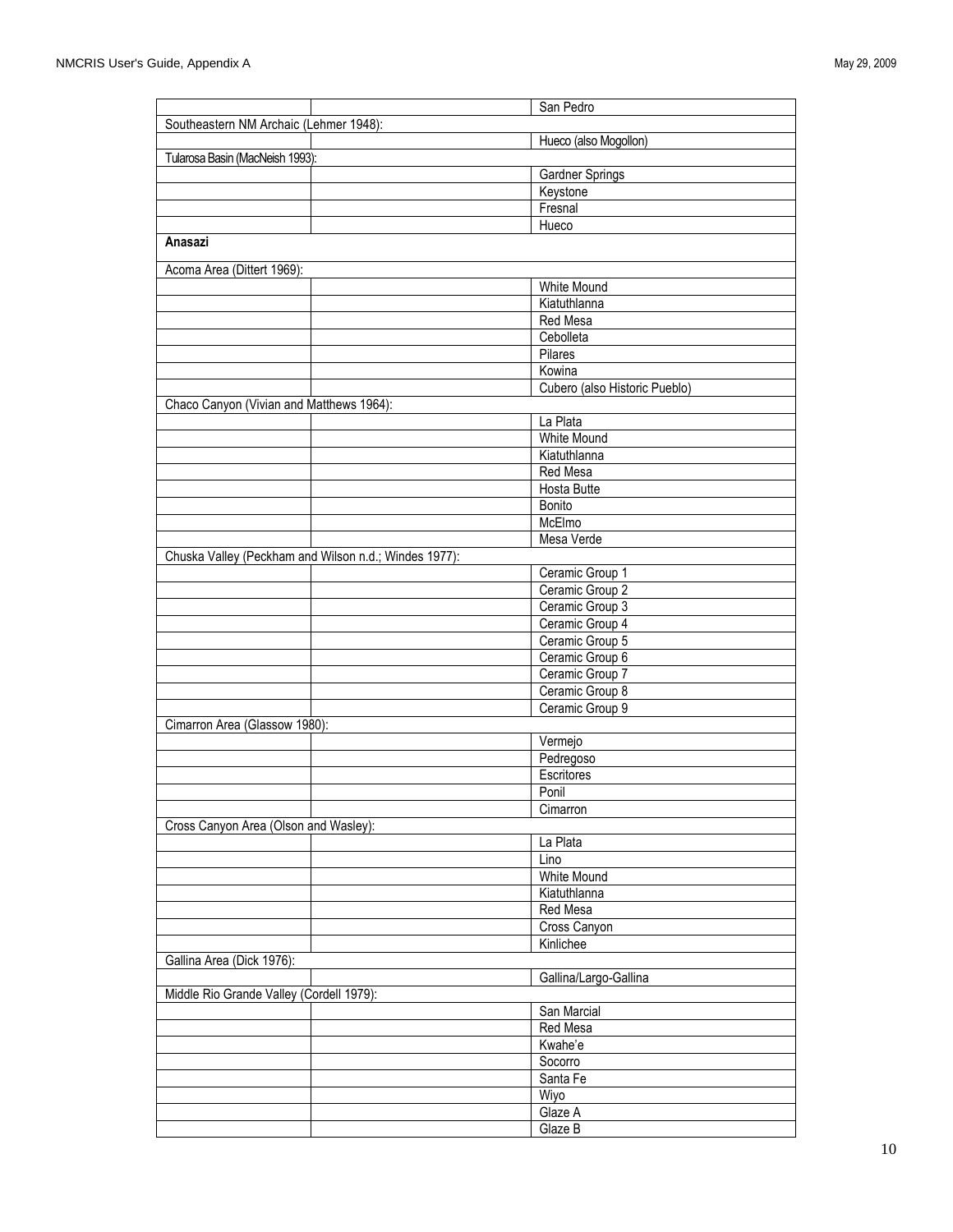| | | |
|---|---|---|
| | | San Pedro |
| Southeastern NM Archaic (Lehmer 1948): | | |
| | | Hueco (also Mogollon) |
| Tularosa Basin (MacNeish 1993): | | |
| | | Gardner Springs |
| | | Keystone |
| | | Fresnal |
| | | Hueco |
| **Anasazi** | | |
| Acoma Area (Dittert 1969): | | |
| | | White Mound |
| | | Kiatuthlanna |
| | | Red Mesa |
| | | Cebolleta |
| | | Pilares |
| | | Kowina |
| | | Cubero (also Historic Pueblo) |
| Chaco Canyon (Vivian and Matthews 1964): | | |
| | | La Plata |
| | | White Mound |
| | | Kiatuthlanna |
| | | Red Mesa |
| | | Hosta Butte |
| | | Bonito |
| | | McElmo |
| | | Mesa Verde |
| Chuska Valley (Peckham and Wilson n.d.; Windes 1977): | | |
| | | Ceramic Group 1 |
| | | Ceramic Group 2 |
| | | Ceramic Group 3 |
| | | Ceramic Group 4 |
| | | Ceramic Group 5 |
| | | Ceramic Group 6 |
| | | Ceramic Group 7 |
| | | Ceramic Group 8 |
| | | Ceramic Group 9 |
| Cimarron Area (Glassow 1980): | | |
| | | Vermejo |
| | | Pedregoso |
| | | Escritores |
| | | Ponil |
| | | Cimarron |
| Cross Canyon Area (Olson and Wasley): | | |
| | | La Plata |
| | | Lino |
| | | White Mound |
| | | Kiatuthlanna |
| | | Red Mesa |
| | | Cross Canyon |
| | | Kinlichee |
| Gallina Area (Dick 1976): | | |
| | | Gallina/Largo-Gallina |
| Middle Rio Grande Valley (Cordell 1979): | | |
| | | San Marcial |
| | | Red Mesa |
| | | Kwahe'e |
| | | Socorro |
| | | Santa Fe |
| | | Wiyo |
| | | Glaze A |
| | | Glaze B |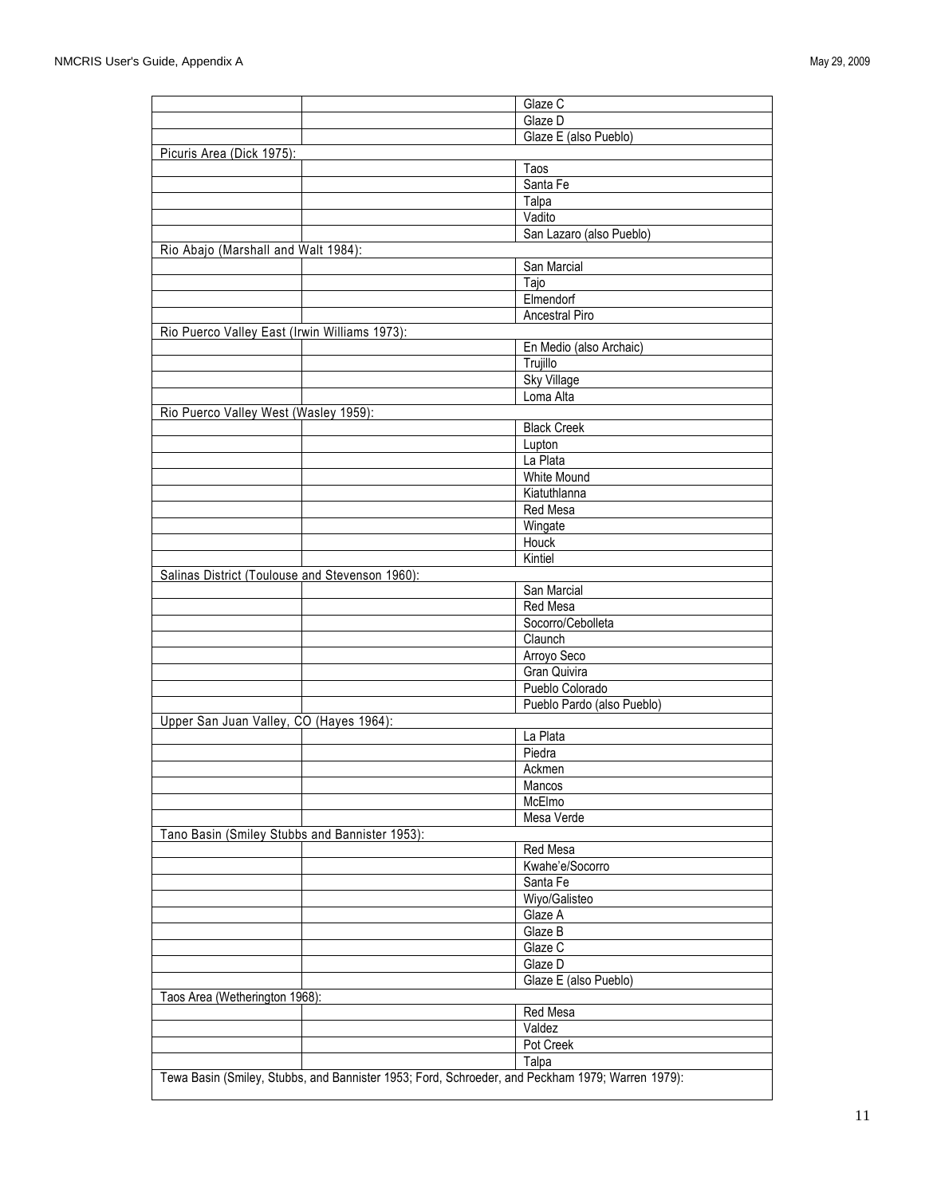| | | |
|---|---|---|
| | | Glaze C |
| | | Glaze D |
| | | Glaze E (also Pueblo) |
| Picuris Area (Dick 1975): | | |
| | | Taos |
| | | Santa Fe |
| | | Talpa |
| | | Vadito |
| | | San Lazaro (also Pueblo) |
| Rio Abajo (Marshall and Walt 1984): | | |
| | | San Marcial |
| | | Tajo |
| | | Elmendorf |
| | | Ancestral Piro |
| Rio Puerco Valley East (Irwin Williams 1973): | | |
| | | En Medio (also Archaic) |
| | | Trujillo |
| | | Sky Village |
| | | Loma Alta |
| Rio Puerco Valley West (Wasley 1959): | | |
| | | Black Creek |
| | | Lupton |
| | | La Plata |
| | | White Mound |
| | | Kiatuthlanna |
| | | Red Mesa |
| | | Wingate |
| | | Houck |
| | | Kintiel |
| Salinas District (Toulouse and Stevenson 1960): | | |
| | | San Marcial |
| | | Red Mesa |
| | | Socorro/Cebolleta |
| | | Claunch |
| | | Arroyo Seco |
| | | Gran Quivira |
| | | Pueblo Colorado |
| | | Pueblo Pardo (also Pueblo) |
| Upper San Juan Valley, CO (Hayes 1964): | | |
| | | La Plata |
| | | Piedra |
| | | Ackmen |
| | | Mancos |
| | | McElmo |
| | | Mesa Verde |
| Tano Basin (Smiley Stubbs and Bannister 1953): | | |
| | | Red Mesa |
| | | Kwahe'e/Socorro |
| | | Santa Fe |
| | | Wiyo/Galisteo |
| | | Glaze A |
| | | Glaze B |
| | | Glaze C |
| | | Glaze D |
| | | Glaze E (also Pueblo) |
| Taos Area (Wetherington 1968): | | |
| | | Red Mesa |
| | | Valdez |
| | | Pot Creek |
| | | Talpa |
| Tewa Basin (Smiley, Stubbs, and Bannister 1953; Ford, Schroeder, and Peckham 1979; Warren 1979): | | |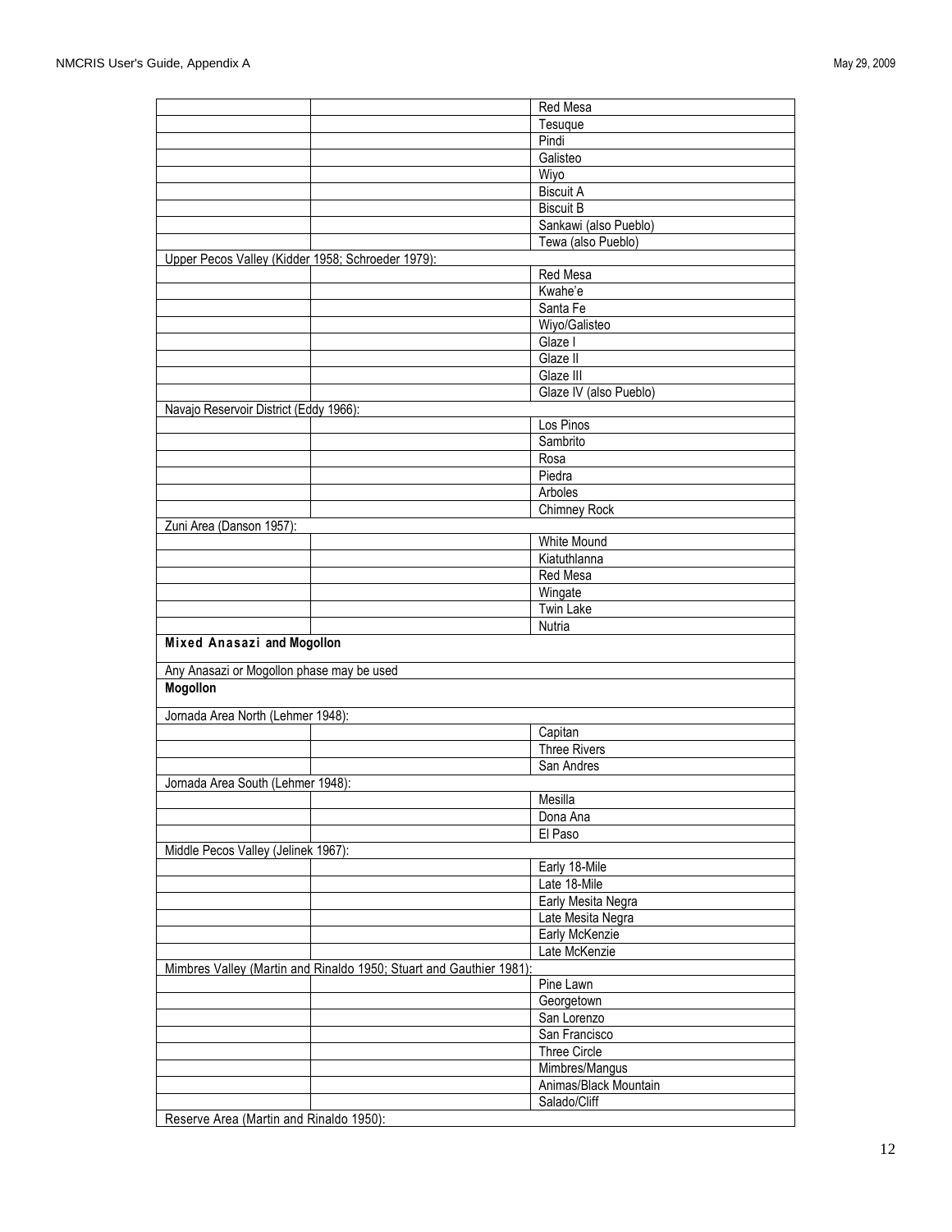| | | |
|---|---|---|
| | | Red Mesa |
| | | Tesuque |
| | | Pindi |
| | | Galisteo |
| | | Wiyo |
| | | Biscuit A |
| | | Biscuit B |
| | | Sankawi (also Pueblo) |
| | | Tewa (also Pueblo) |
| Upper Pecos Valley (Kidder 1958; Schroeder 1979): | | |
| | | Red Mesa |
| | | Kwahe'e |
| | | Santa Fe |
| | | Wiyo/Galisteo |
| | | Glaze I |
| | | Glaze II |
| | | Glaze III |
| | | Glaze IV (also Pueblo) |
| Navajo Reservoir District (Eddy 1966): | | |
| | | Los Pinos |
| | | Sambrito |
| | | Rosa |
| | | Piedra |
| | | Arboles |
| | | Chimney Rock |
| Zuni Area (Danson 1957): | | |
| | | White Mound |
| | | Kiatuthlanna |
| | | Red Mesa |
| | | Wingate |
| | | Twin Lake |
| | | Nutria |
| **Mixed Anasazi and Mogollon** | | |
| Any Anasazi or Mogollon phase may be used | | |
| **Mogollon** | | |
| Jornada Area North (Lehmer 1948): | | |
| | | Capitan |
| | | Three Rivers |
| | | San Andres |
| Jornada Area South (Lehmer 1948): | | |
| | | Mesilla |
| | | Dona Ana |
| | | El Paso |
| Middle Pecos Valley (Jelinek 1967): | | |
| | | Early 18-Mile |
| | | Late 18-Mile |
| | | Early Mesita Negra |
| | | Late Mesita Negra |
| | | Early McKenzie |
| | | Late McKenzie |
| Mimbres Valley (Martin and Rinaldo 1950; Stuart and Gauthier 1981): | | |
| | | Pine Lawn |
| | | Georgetown |
| | | San Lorenzo |
| | | San Francisco |
| | | Three Circle |
| | | Mimbres/Mangus |
| | | Animas/Black Mountain |
| | | Salado/Cliff |
| Reserve Area (Martin and Rinaldo 1950): | | |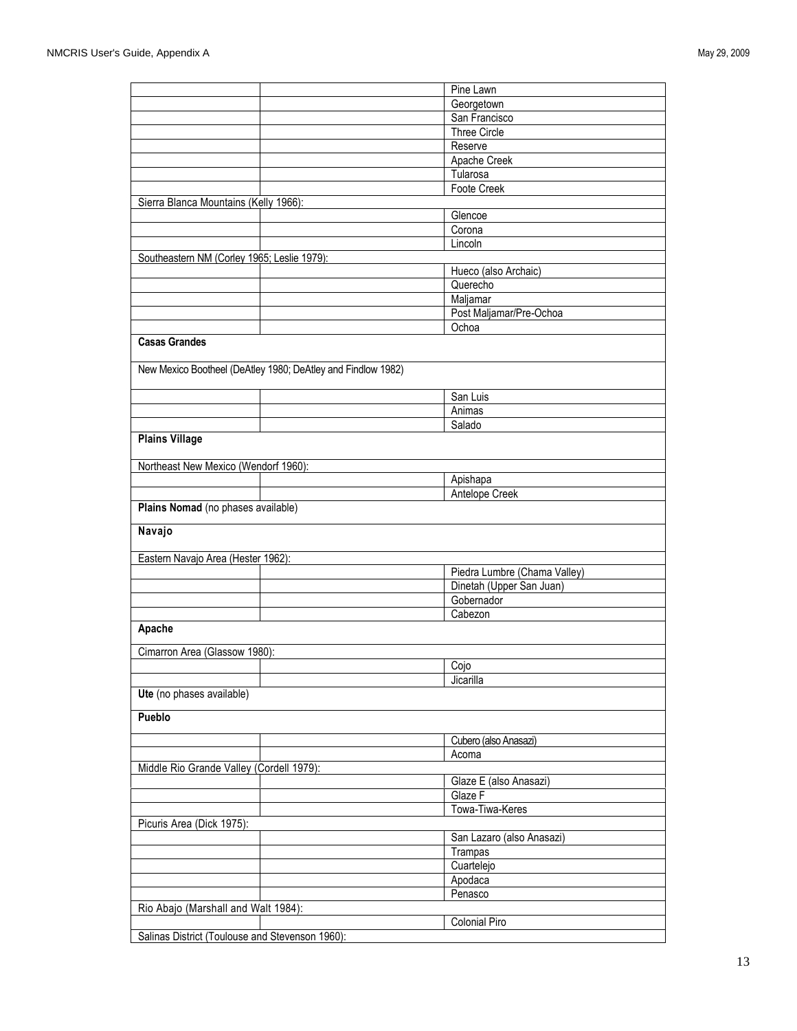| | | |
|---|---|---|
| | | Pine Lawn |
| | | Georgetown |
| | | San Francisco |
| | | Three Circle |
| | | Reserve |
| | | Apache Creek |
| | | Tularosa |
| | | Foote Creek |
| Sierra Blanca Mountains (Kelly 1966): | | |
| | | Glencoe |
| | | Corona |
| | | Lincoln |
| Southeastern NM (Corley 1965; Leslie 1979): | | |
| | | Hueco (also Archaic) |
| | | Querecho |
| | | Maljamar |
| | | Post Maljamar/Pre-Ochoa |
| | | Ochoa |
| **Casas Grandes** | | |
| New Mexico Bootheel (DeAtley 1980; DeAtley and Findlow 1982) | | |
| | | San Luis |
| | | Animas |
| | | Salado |
| **Plains Village** | | |
| Northeast New Mexico (Wendorf 1960): | | |
| | | Apishapa |
| | | Antelope Creek |
| **Plains Nomad** (no phases available) | | |
| **Navajo** | | |
| Eastern Navajo Area (Hester 1962): | | |
| | | Piedra Lumbre (Chama Valley) |
| | | Dinetah (Upper San Juan) |
| | | Gobernador |
| | | Cabezon |
| **Apache** | | |
| Cimarron Area (Glassow 1980): | | |
| | | Cojo |
| | | Jicarilla |
| **Ute** (no phases available) | | |
| **Pueblo** | | |
| | | Cubero (also Anasazi) |
| | | Acoma |
| Middle Rio Grande Valley (Cordell 1979): | | |
| | | Glaze E (also Anasazi) |
| | | Glaze F |
| | | Towa-Tiwa-Keres |
| Picuris Area (Dick 1975): | | |
| | | San Lazaro (also Anasazi) |
| | | Trampas |
| | | Cuartelejo |
| | | Apodaca |
| | | Penasco |
| Rio Abajo (Marshall and Walt 1984): | | |
| | | Colonial Piro |
| Salinas District (Toulouse and Stevenson 1960): | | |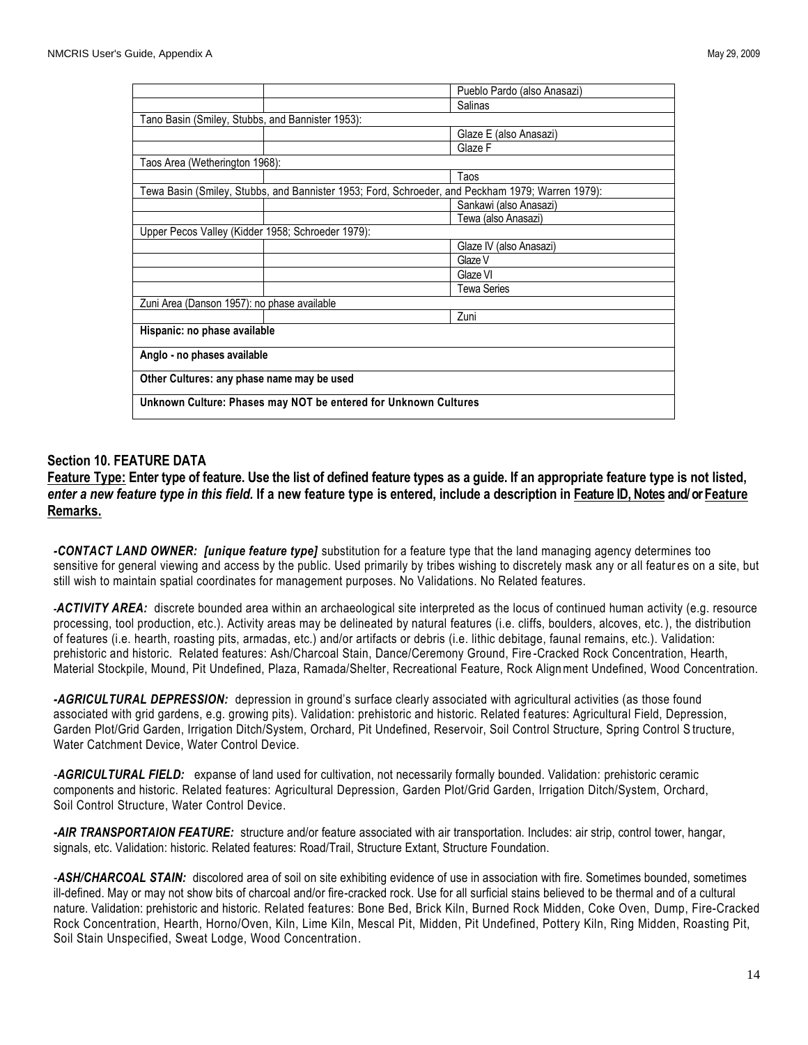| | | |
|---|---|---|
| | | Pueblo Pardo (also Anasazi) |
| | | Salinas |
| Tano Basin (Smiley, Stubbs, and Bannister 1953): | | |
| | | Glaze E (also Anasazi) |
| | | Glaze F |
| Taos Area (Wetherington 1968): | | |
| | | Taos |
| Tewa Basin (Smiley, Stubbs, and Bannister 1953; Ford, Schroeder, and Peckham 1979; Warren 1979): | | |
| | | Sankawi (also Anasazi) |
| | | Tewa (also Anasazi) |
| Upper Pecos Valley (Kidder 1958; Schroeder 1979): | | |
| | | Glaze IV (also Anasazi) |
| | | Glaze V |
| | | Glaze VI |
| | | Tewa Series |
| Zuni Area (Danson 1957): no phase available | | |
| | | Zuni |
| **Hispanic: no phase available** | | |
| **Anglo - no phases available** | | |
| **Other Cultures: any phase name may be used** | | |
| **Unknown Culture: Phases may NOT be entered for Unknown Cultures** | | |

## Section 10. FEATURE DATA

**Feature Type: Enter type of feature. Use the list of defined feature types as a guide. If an appropriate feature type is not listed, *enter a new feature type in this field.* If a new feature type is entered, include a description in Feature ID, Notes and/or Feature Remarks.**

***-CONTACT LAND OWNER: [unique feature type]*** substitution for a feature type that the land managing agency determines too sensitive for general viewing and access by the public. Used primarily by tribes wishing to discretely mask any or all features on a site, but still wish to maintain spatial coordinates for management purposes. No Validations. No Related features.

-***ACTIVITY AREA:*** discrete bounded area within an archaeological site interpreted as the locus of continued human activity (e.g. resource processing, tool production, etc.). Activity areas may be delineated by natural features (i.e. cliffs, boulders, alcoves, etc.), the distribution of features (i.e. hearth, roasting pits, armadas, etc.) and/or artifacts or debris (i.e. lithic debitage, faunal remains, etc.). Validation: prehistoric and historic. Related features: Ash/Charcoal Stain, Dance/Ceremony Ground, Fire-Cracked Rock Concentration, Hearth, Material Stockpile, Mound, Pit Undefined, Plaza, Ramada/Shelter, Recreational Feature, Rock Alignment Undefined, Wood Concentration.

***-AGRICULTURAL DEPRESSION:*** depression in ground's surface clearly associated with agricultural activities (as those found associated with grid gardens, e.g. growing pits). Validation: prehistoric and historic. Related features: Agricultural Field, Depression, Garden Plot/Grid Garden, Irrigation Ditch/System, Orchard, Pit Undefined, Reservoir, Soil Control Structure, Spring Control Structure, Water Catchment Device, Water Control Device.

-***AGRICULTURAL FIELD:*** expanse of land used for cultivation, not necessarily formally bounded. Validation: prehistoric ceramic components and historic. Related features: Agricultural Depression, Garden Plot/Grid Garden, Irrigation Ditch/System, Orchard, Soil Control Structure, Water Control Device.

***-AIR TRANSPORTAION FEATURE:*** structure and/or feature associated with air transportation. Includes: air strip, control tower, hangar, signals, etc. Validation: historic. Related features: Road/Trail, Structure Extant, Structure Foundation.

-***ASH/CHARCOAL STAIN:*** discolored area of soil on site exhibiting evidence of use in association with fire. Sometimes bounded, sometimes ill-defined. May or may not show bits of charcoal and/or fire-cracked rock. Use for all surficial stains believed to be thermal and of a cultural nature. Validation: prehistoric and historic. Related features: Bone Bed, Brick Kiln, Burned Rock Midden, Coke Oven, Dump, Fire-Cracked Rock Concentration, Hearth, Horno/Oven, Kiln, Lime Kiln, Mescal Pit, Midden, Pit Undefined, Pottery Kiln, Ring Midden, Roasting Pit, Soil Stain Unspecified, Sweat Lodge, Wood Concentration.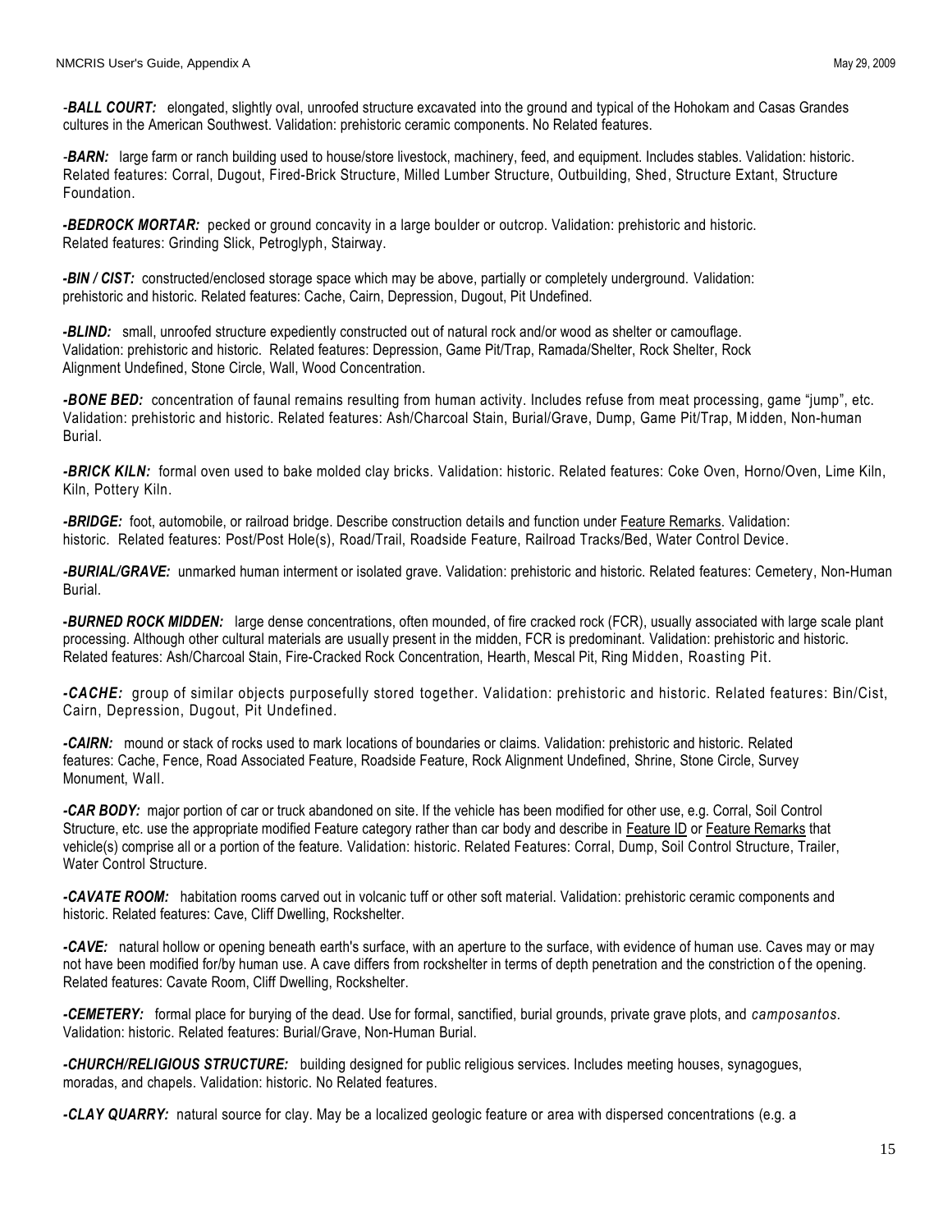-***BALL COURT:*** elongated, slightly oval, unroofed structure excavated into the ground and typical of the Hohokam and Casas Grandes cultures in the American Southwest. Validation: prehistoric ceramic components. No Related features.

-***BARN:*** large farm or ranch building used to house/store livestock, machinery, feed, and equipment. Includes stables. Validation: historic. Related features: Corral, Dugout, Fired-Brick Structure, Milled Lumber Structure, Outbuilding, Shed, Structure Extant, Structure Foundation.

***-BEDROCK MORTAR:*** pecked or ground concavity in a large boulder or outcrop. Validation: prehistoric and historic. Related features: Grinding Slick, Petroglyph, Stairway.

***-BIN / CIST:*** constructed/enclosed storage space which may be above, partially or completely underground. Validation: prehistoric and historic. Related features: Cache, Cairn, Depression, Dugout, Pit Undefined.

***-BLIND:*** small, unroofed structure expediently constructed out of natural rock and/or wood as shelter or camouflage. Validation: prehistoric and historic. Related features: Depression, Game Pit/Trap, Ramada/Shelter, Rock Shelter, Rock Alignment Undefined, Stone Circle, Wall, Wood Concentration.

***-BONE BED:*** concentration of faunal remains resulting from human activity. Includes refuse from meat processing, game "jump", etc. Validation: prehistoric and historic. Related features: Ash/Charcoal Stain, Burial/Grave, Dump, Game Pit/Trap, Midden, Non-human Burial.

***-BRICK KILN:*** formal oven used to bake molded clay bricks. Validation: historic. Related features: Coke Oven, Horno/Oven, Lime Kiln, Kiln, Pottery Kiln.

***-BRIDGE:*** foot, automobile, or railroad bridge. Describe construction details and function under Feature Remarks. Validation: historic. Related features: Post/Post Hole(s), Road/Trail, Roadside Feature, Railroad Tracks/Bed, Water Control Device.

***-BURIAL/GRAVE:*** unmarked human interment or isolated grave. Validation: prehistoric and historic. Related features: Cemetery, Non-Human Burial.

***-BURNED ROCK MIDDEN:*** large dense concentrations, often mounded, of fire cracked rock (FCR), usually associated with large scale plant processing. Although other cultural materials are usually present in the midden, FCR is predominant. Validation: prehistoric and historic. Related features: Ash/Charcoal Stain, Fire-Cracked Rock Concentration, Hearth, Mescal Pit, Ring Midden, Roasting Pit.

***-CACHE:*** group of similar objects purposefully stored together. Validation: prehistoric and historic. Related features: Bin/Cist, Cairn, Depression, Dugout, Pit Undefined.

***-CAIRN:*** mound or stack of rocks used to mark locations of boundaries or claims. Validation: prehistoric and historic. Related features: Cache, Fence, Road Associated Feature, Roadside Feature, Rock Alignment Undefined, Shrine, Stone Circle, Survey Monument, Wall.

***-CAR BODY:*** major portion of car or truck abandoned on site. If the vehicle has been modified for other use, e.g. Corral, Soil Control Structure, etc. use the appropriate modified Feature category rather than car body and describe in Feature ID or Feature Remarks that vehicle(s) comprise all or a portion of the feature. Validation: historic. Related Features: Corral, Dump, Soil Control Structure, Trailer, Water Control Structure.

***-CAVATE ROOM:*** habitation rooms carved out in volcanic tuff or other soft material. Validation: prehistoric ceramic components and historic. Related features: Cave, Cliff Dwelling, Rockshelter.

***-CAVE:*** natural hollow or opening beneath earth's surface, with an aperture to the surface, with evidence of human use. Caves may or may not have been modified for/by human use. A cave differs from rockshelter in terms of depth penetration and the constriction of the opening. Related features: Cavate Room, Cliff Dwelling, Rockshelter.

***-CEMETERY:*** formal place for burying of the dead. Use for formal, sanctified, burial grounds, private grave plots, and *camposantos.* Validation: historic. Related features: Burial/Grave, Non-Human Burial.

***-CHURCH/RELIGIOUS STRUCTURE:*** building designed for public religious services. Includes meeting houses, synagogues, moradas, and chapels. Validation: historic. No Related features.

***-CLAY QUARRY:*** natural source for clay. May be a localized geologic feature or area with dispersed concentrations (e.g. a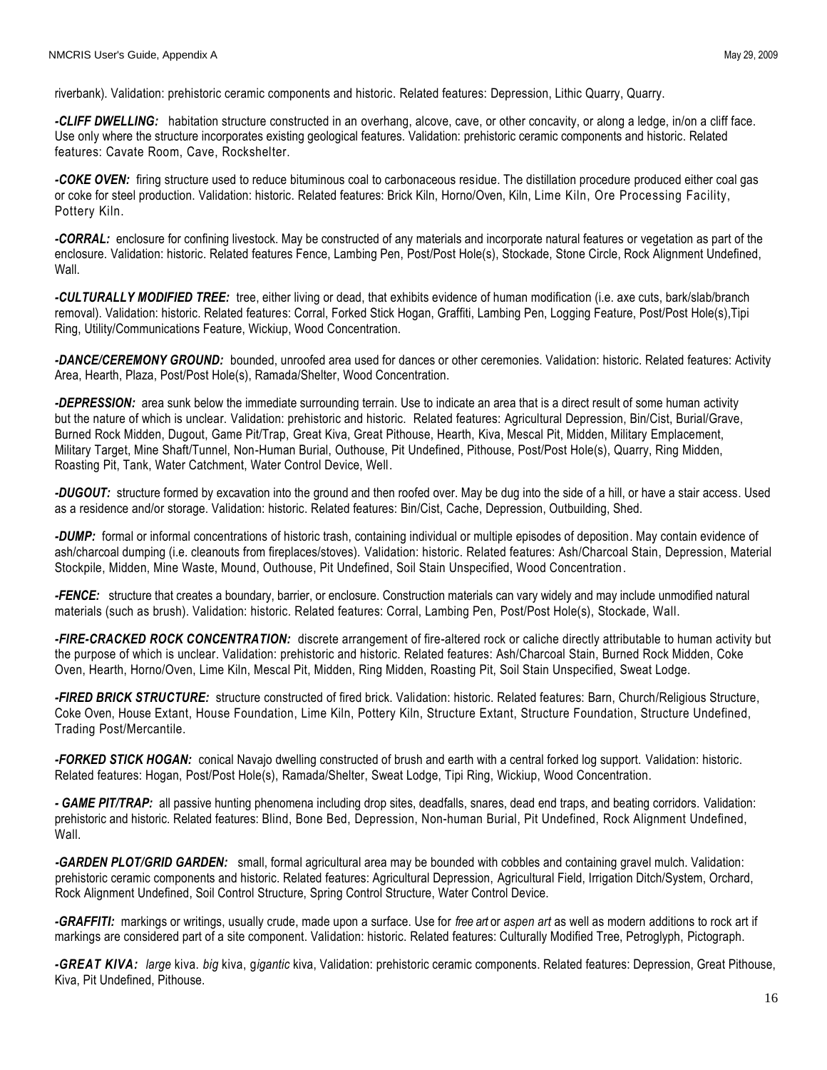riverbank). Validation: prehistoric ceramic components and historic. Related features: Depression, Lithic Quarry, Quarry.

***-CLIFF DWELLING:*** habitation structure constructed in an overhang, alcove, cave, or other concavity, or along a ledge, in/on a cliff face. Use only where the structure incorporates existing geological features. Validation: prehistoric ceramic components and historic. Related features: Cavate Room, Cave, Rockshelter.

***-COKE OVEN:*** firing structure used to reduce bituminous coal to carbonaceous residue. The distillation procedure produced either coal gas or coke for steel production. Validation: historic. Related features: Brick Kiln, Horno/Oven, Kiln, Lime Kiln, Ore Processing Facility, Pottery Kiln.

***-CORRAL:*** enclosure for confining livestock. May be constructed of any materials and incorporate natural features or vegetation as part of the enclosure. Validation: historic. Related features Fence, Lambing Pen, Post/Post Hole(s), Stockade, Stone Circle, Rock Alignment Undefined, Wall.

***-CULTURALLY MODIFIED TREE:*** tree, either living or dead, that exhibits evidence of human modification (i.e. axe cuts, bark/slab/branch removal). Validation: historic. Related features: Corral, Forked Stick Hogan, Graffiti, Lambing Pen, Logging Feature, Post/Post Hole(s),Tipi Ring, Utility/Communications Feature, Wickiup, Wood Concentration.

***-DANCE/CEREMONY GROUND:*** bounded, unroofed area used for dances or other ceremonies. Validation: historic. Related features: Activity Area, Hearth, Plaza, Post/Post Hole(s), Ramada/Shelter, Wood Concentration.

***-DEPRESSION:*** area sunk below the immediate surrounding terrain. Use to indicate an area that is a direct result of some human activity but the nature of which is unclear. Validation: prehistoric and historic. Related features: Agricultural Depression, Bin/Cist, Burial/Grave, Burned Rock Midden, Dugout, Game Pit/Trap, Great Kiva, Great Pithouse, Hearth, Kiva, Mescal Pit, Midden, Military Emplacement, Military Target, Mine Shaft/Tunnel, Non-Human Burial, Outhouse, Pit Undefined, Pithouse, Post/Post Hole(s), Quarry, Ring Midden, Roasting Pit, Tank, Water Catchment, Water Control Device, Well.

***-DUGOUT:*** structure formed by excavation into the ground and then roofed over. May be dug into the side of a hill, or have a stair access. Used as a residence and/or storage. Validation: historic. Related features: Bin/Cist, Cache, Depression, Outbuilding, Shed.

***-DUMP:*** formal or informal concentrations of historic trash, containing individual or multiple episodes of deposition. May contain evidence of ash/charcoal dumping (i.e. cleanouts from fireplaces/stoves). Validation: historic. Related features: Ash/Charcoal Stain, Depression, Material Stockpile, Midden, Mine Waste, Mound, Outhouse, Pit Undefined, Soil Stain Unspecified, Wood Concentration.

***-FENCE:*** structure that creates a boundary, barrier, or enclosure. Construction materials can vary widely and may include unmodified natural materials (such as brush). Validation: historic. Related features: Corral, Lambing Pen, Post/Post Hole(s), Stockade, Wall.

***-FIRE-CRACKED ROCK CONCENTRATION:*** discrete arrangement of fire-altered rock or caliche directly attributable to human activity but the purpose of which is unclear. Validation: prehistoric and historic. Related features: Ash/Charcoal Stain, Burned Rock Midden, Coke Oven, Hearth, Horno/Oven, Lime Kiln, Mescal Pit, Midden, Ring Midden, Roasting Pit, Soil Stain Unspecified, Sweat Lodge.

***-FIRED BRICK STRUCTURE:*** structure constructed of fired brick. Validation: historic. Related features: Barn, Church/Religious Structure, Coke Oven, House Extant, House Foundation, Lime Kiln, Pottery Kiln, Structure Extant, Structure Foundation, Structure Undefined, Trading Post/Mercantile.

***-FORKED STICK HOGAN:*** conical Navajo dwelling constructed of brush and earth with a central forked log support. Validation: historic. Related features: Hogan, Post/Post Hole(s), Ramada/Shelter, Sweat Lodge, Tipi Ring, Wickiup, Wood Concentration.

***- GAME PIT/TRAP:*** all passive hunting phenomena including drop sites, deadfalls, snares, dead end traps, and beating corridors. Validation: prehistoric and historic. Related features: Blind, Bone Bed, Depression, Non-human Burial, Pit Undefined, Rock Alignment Undefined, Wall.

***-GARDEN PLOT/GRID GARDEN:*** small, formal agricultural area may be bounded with cobbles and containing gravel mulch. Validation: prehistoric ceramic components and historic. Related features: Agricultural Depression, Agricultural Field, Irrigation Ditch/System, Orchard, Rock Alignment Undefined, Soil Control Structure, Spring Control Structure, Water Control Device.

***-GRAFFITI:*** markings or writings, usually crude, made upon a surface. Use for *free art* or *aspen art* as well as modern additions to rock art if markings are considered part of a site component. Validation: historic. Related features: Culturally Modified Tree, Petroglyph, Pictograph.

***-GREAT KIVA:*** *large* kiva. *big* kiva, g*igantic* kiva, Validation: prehistoric ceramic components. Related features: Depression, Great Pithouse, Kiva, Pit Undefined, Pithouse.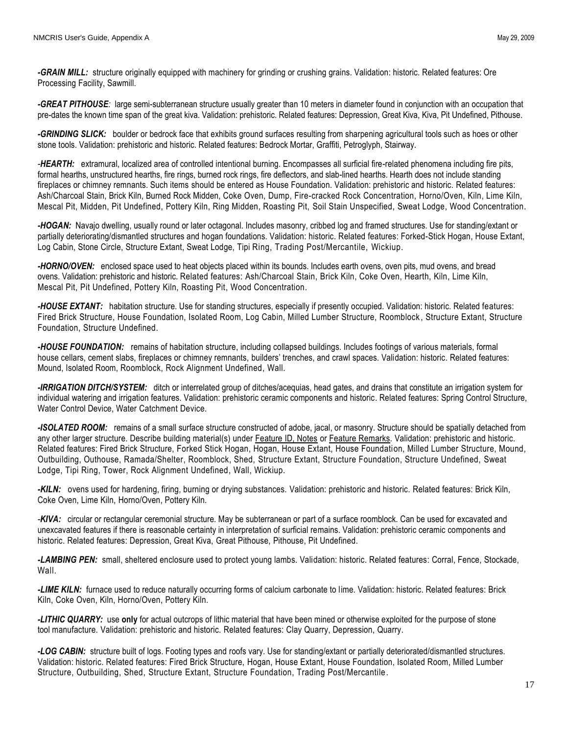***-GRAIN MILL:*** structure originally equipped with machinery for grinding or crushing grains. Validation: historic. Related features: Ore Processing Facility, Sawmill.

***-GREAT PITHOUSE****:* large semi-subterranean structure usually greater than 10 meters in diameter found in conjunction with an occupation that pre-dates the known time span of the great kiva. Validation: prehistoric. Related features: Depression, Great Kiva, Kiva, Pit Undefined, Pithouse.

***-GRINDING SLICK:*** boulder or bedrock face that exhibits ground surfaces resulting from sharpening agricultural tools such as hoes or other stone tools. Validation: prehistoric and historic. Related features: Bedrock Mortar, Graffiti, Petroglyph, Stairway.

-***HEARTH:*** extramural, localized area of controlled intentional burning. Encompasses all surficial fire-related phenomena including fire pits, formal hearths, unstructured hearths, fire rings, burned rock rings, fire deflectors, and slab-lined hearths. Hearth does not include standing fireplaces or chimney remnants. Such items should be entered as House Foundation. Validation: prehistoric and historic. Related features: Ash/Charcoal Stain, Brick Kiln, Burned Rock Midden, Coke Oven, Dump, Fire-cracked Rock Concentration, Horno/Oven, Kiln, Lime Kiln, Mescal Pit, Midden, Pit Undefined, Pottery Kiln, Ring Midden, Roasting Pit, Soil Stain Unspecified, Sweat Lodge, Wood Concentration.

***-HOGAN:*** Navajo dwelling, usually round or later octagonal. Includes masonry, cribbed log and framed structures. Use for standing/extant or partially deteriorating/dismantled structures and hogan foundations. Validation: historic. Related features: Forked-Stick Hogan, House Extant, Log Cabin, Stone Circle, Structure Extant, Sweat Lodge, Tipi Ring, Trading Post/Mercantile, Wickiup.

***-HORNO/OVEN:*** enclosed space used to heat objects placed within its bounds. Includes earth ovens, oven pits, mud ovens, and bread ovens. Validation: prehistoric and historic. Related features: Ash/Charcoal Stain, Brick Kiln, Coke Oven, Hearth, Kiln, Lime Kiln, Mescal Pit, Pit Undefined, Pottery Kiln, Roasting Pit, Wood Concentration.

***-HOUSE EXTANT:*** habitation structure. Use for standing structures, especially if presently occupied. Validation: historic. Related features: Fired Brick Structure, House Foundation, Isolated Room, Log Cabin, Milled Lumber Structure, Roomblock, Structure Extant, Structure Foundation, Structure Undefined.

***-HOUSE FOUNDATION:*** remains of habitation structure, including collapsed buildings. Includes footings of various materials, formal house cellars, cement slabs, fireplaces or chimney remnants, builders' trenches, and crawl spaces. Validation: historic. Related features: Mound, Isolated Room, Roomblock, Rock Alignment Undefined, Wall.

***-IRRIGATION DITCH/SYSTEM:*** ditch or interrelated group of ditches/acequias, head gates, and drains that constitute an irrigation system for individual watering and irrigation features. Validation: prehistoric ceramic components and historic. Related features: Spring Control Structure, Water Control Device, Water Catchment Device.

***-ISOLATED ROOM:*** remains of a small surface structure constructed of adobe, jacal, or masonry. Structure should be spatially detached from any other larger structure. Describe building material(s) under <u>Feature ID, Notes</u> or <u>Feature Remarks</u>. Validation: prehistoric and historic. Related features: Fired Brick Structure, Forked Stick Hogan, Hogan, House Extant, House Foundation, Milled Lumber Structure, Mound, Outbuilding, Outhouse, Ramada/Shelter, Roomblock, Shed, Structure Extant, Structure Foundation, Structure Undefined, Sweat Lodge, Tipi Ring, Tower, Rock Alignment Undefined, Wall, Wickiup.

***-KILN:*** ovens used for hardening, firing, burning or drying substances. Validation: prehistoric and historic. Related features: Brick Kiln, Coke Oven, Lime Kiln, Horno/Oven, Pottery Kiln.

-***KIVA:*** circular or rectangular ceremonial structure. May be subterranean or part of a surface roomblock. Can be used for excavated and unexcavated features if there is reasonable certainty in interpretation of surficial remains. Validation: prehistoric ceramic components and historic. Related features: Depression, Great Kiva, Great Pithouse, Pithouse, Pit Undefined.

***-LAMBING PEN:*** small, sheltered enclosure used to protect young lambs. Validation: historic. Related features: Corral, Fence, Stockade, Wall.

***-LIME KILN:*** furnace used to reduce naturally occurring forms of calcium carbonate to lime. Validation: historic. Related features: Brick Kiln, Coke Oven, Kiln, Horno/Oven, Pottery Kiln.

***-LITHIC QUARRY:*** use **only** for actual outcrops of lithic material that have been mined or otherwise exploited for the purpose of stone tool manufacture. Validation: prehistoric and historic. Related features: Clay Quarry, Depression, Quarry.

***-LOG CABIN:*** structure built of logs. Footing types and roofs vary. Use for standing/extant or partially deteriorated/dismantled structures. Validation: historic. Related features: Fired Brick Structure, Hogan, House Extant, House Foundation, Isolated Room, Milled Lumber Structure, Outbuilding, Shed, Structure Extant, Structure Foundation, Trading Post/Mercantile.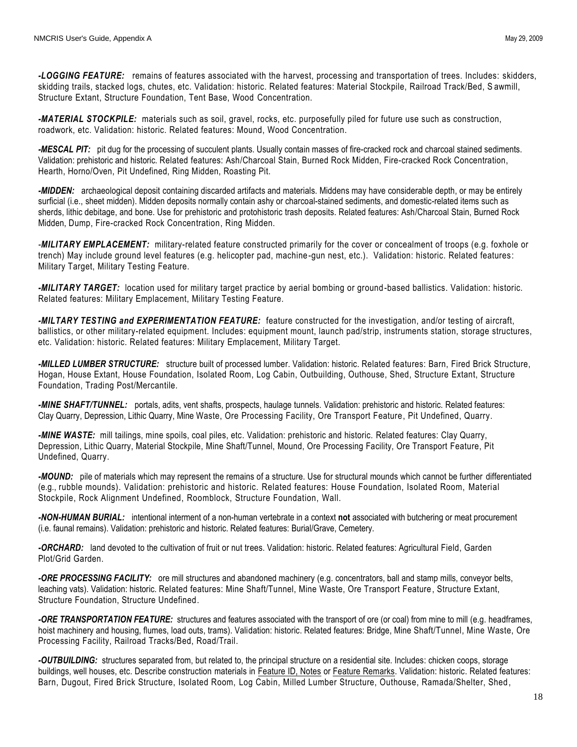***-LOGGING FEATURE:*** remains of features associated with the harvest, processing and transportation of trees. Includes: skidders, skidding trails, stacked logs, chutes, etc. Validation: historic. Related features: Material Stockpile, Railroad Track/Bed, Sawmill, Structure Extant, Structure Foundation, Tent Base, Wood Concentration.

***-MATERIAL STOCKPILE:*** materials such as soil, gravel, rocks, etc. purposefully piled for future use such as construction, roadwork, etc. Validation: historic. Related features: Mound, Wood Concentration.

***-MESCAL PIT:*** pit dug for the processing of succulent plants. Usually contain masses of fire-cracked rock and charcoal stained sediments. Validation: prehistoric and historic. Related features: Ash/Charcoal Stain, Burned Rock Midden, Fire-cracked Rock Concentration, Hearth, Horno/Oven, Pit Undefined, Ring Midden, Roasting Pit.

***-MIDDEN:*** archaeological deposit containing discarded artifacts and materials. Middens may have considerable depth, or may be entirely surficial (i.e., sheet midden). Midden deposits normally contain ashy or charcoal-stained sediments, and domestic-related items such as sherds, lithic debitage, and bone. Use for prehistoric and protohistoric trash deposits. Related features: Ash/Charcoal Stain, Burned Rock Midden, Dump, Fire-cracked Rock Concentration, Ring Midden.

-***MILITARY EMPLACEMENT:*** military-related feature constructed primarily for the cover or concealment of troops (e.g. foxhole or trench) May include ground level features (e.g. helicopter pad, machine-gun nest, etc.). Validation: historic. Related features: Military Target, Military Testing Feature.

***-MILITARY TARGET:*** location used for military target practice by aerial bombing or ground-based ballistics. Validation: historic. Related features: Military Emplacement, Military Testing Feature.

***-MILTARY TESTING and EXPERIMENTATION FEATURE:*** feature constructed for the investigation, and/or testing of aircraft, ballistics, or other military-related equipment. Includes: equipment mount, launch pad/strip, instruments station, storage structures, etc. Validation: historic. Related features: Military Emplacement, Military Target.

***-MILLED LUMBER STRUCTURE:*** structure built of processed lumber. Validation: historic. Related features: Barn, Fired Brick Structure, Hogan, House Extant, House Foundation, Isolated Room, Log Cabin, Outbuilding, Outhouse, Shed, Structure Extant, Structure Foundation, Trading Post/Mercantile.

***-MINE SHAFT/TUNNEL:*** portals, adits, vent shafts, prospects, haulage tunnels. Validation: prehistoric and historic. Related features: Clay Quarry, Depression, Lithic Quarry, Mine Waste, Ore Processing Facility, Ore Transport Feature, Pit Undefined, Quarry.

***-MINE WASTE:*** mill tailings, mine spoils, coal piles, etc. Validation: prehistoric and historic. Related features: Clay Quarry, Depression, Lithic Quarry, Material Stockpile, Mine Shaft/Tunnel, Mound, Ore Processing Facility, Ore Transport Feature, Pit Undefined, Quarry.

***-MOUND:*** pile of materials which may represent the remains of a structure. Use for structural mounds which cannot be further differentiated (e.g., rubble mounds). Validation: prehistoric and historic. Related features: House Foundation, Isolated Room, Material Stockpile, Rock Alignment Undefined, Roomblock, Structure Foundation, Wall.

***-NON-HUMAN BURIAL:*** intentional interment of a non-human vertebrate in a context **not** associated with butchering or meat procurement (i.e. faunal remains). Validation: prehistoric and historic. Related features: Burial/Grave, Cemetery.

***-ORCHARD:*** land devoted to the cultivation of fruit or nut trees. Validation: historic. Related features: Agricultural Field, Garden Plot/Grid Garden.

***-ORE PROCESSING FACILITY:*** ore mill structures and abandoned machinery (e.g. concentrators, ball and stamp mills, conveyor belts, leaching vats). Validation: historic. Related features: Mine Shaft/Tunnel, Mine Waste, Ore Transport Feature, Structure Extant, Structure Foundation, Structure Undefined.

***-ORE TRANSPORTATION FEATURE:*** structures and features associated with the transport of ore (or coal) from mine to mill (e.g. headframes, hoist machinery and housing, flumes, load outs, trams). Validation: historic. Related features: Bridge, Mine Shaft/Tunnel, Mine Waste, Ore Processing Facility, Railroad Tracks/Bed, Road/Trail.

***-OUTBUILDING:*** structures separated from, but related to, the principal structure on a residential site. Includes: chicken coops, storage buildings, well houses, etc. Describe construction materials in Feature ID, Notes or Feature Remarks. Validation: historic. Related features: Barn, Dugout, Fired Brick Structure, Isolated Room, Log Cabin, Milled Lumber Structure, Outhouse, Ramada/Shelter, Shed,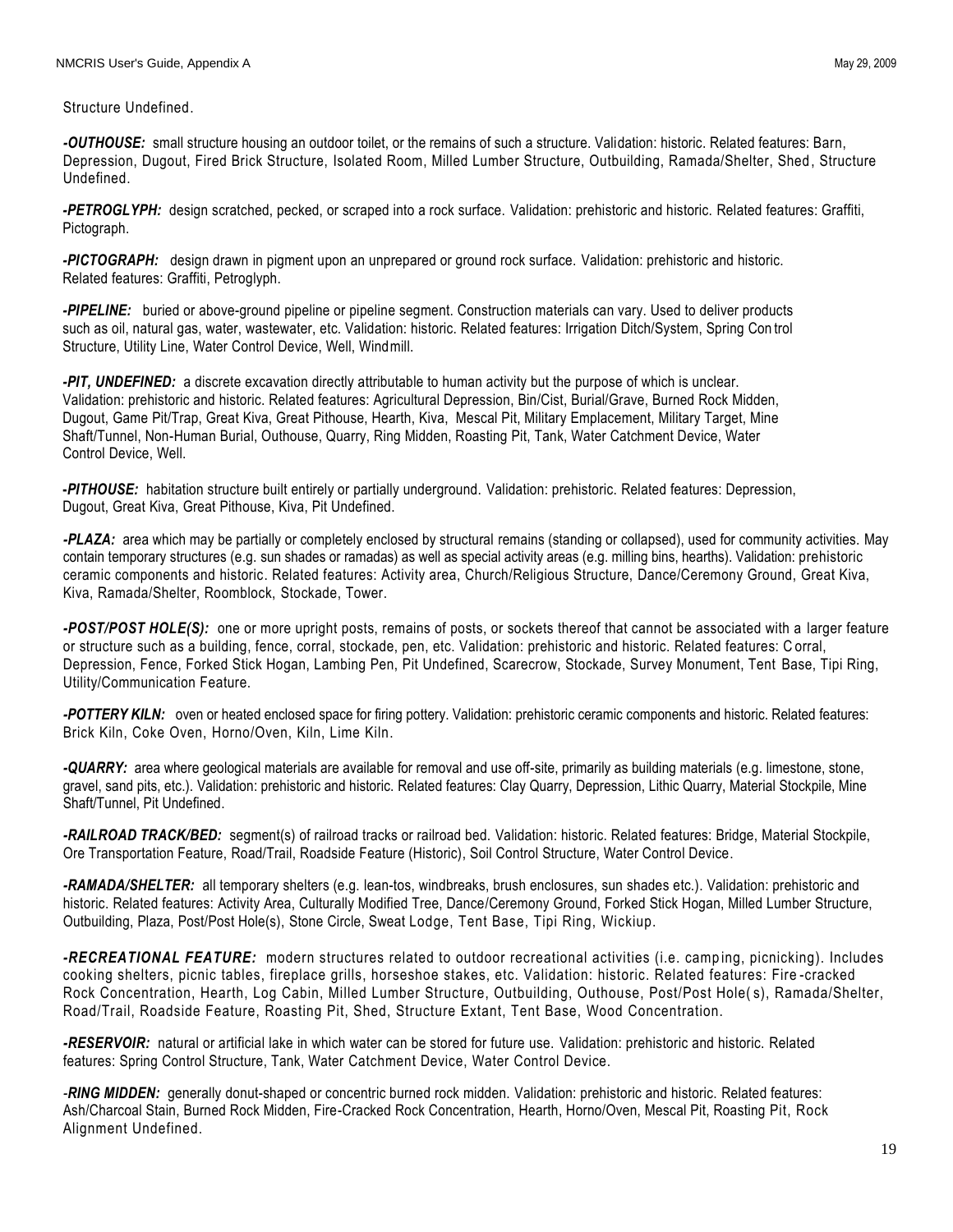Structure Undefined.

***-OUTHOUSE:*** small structure housing an outdoor toilet, or the remains of such a structure. Validation: historic. Related features: Barn, Depression, Dugout, Fired Brick Structure, Isolated Room, Milled Lumber Structure, Outbuilding, Ramada/Shelter, Shed, Structure Undefined.

***-PETROGLYPH:*** design scratched, pecked, or scraped into a rock surface. Validation: prehistoric and historic. Related features: Graffiti, Pictograph.

***-PICTOGRAPH:*** design drawn in pigment upon an unprepared or ground rock surface. Validation: prehistoric and historic. Related features: Graffiti, Petroglyph.

***-PIPELINE:*** buried or above-ground pipeline or pipeline segment. Construction materials can vary. Used to deliver products such as oil, natural gas, water, wastewater, etc. Validation: historic. Related features: Irrigation Ditch/System, Spring Control Structure, Utility Line, Water Control Device, Well, Windmill.

***-PIT, UNDEFINED:*** a discrete excavation directly attributable to human activity but the purpose of which is unclear. Validation: prehistoric and historic. Related features: Agricultural Depression, Bin/Cist, Burial/Grave, Burned Rock Midden, Dugout, Game Pit/Trap, Great Kiva, Great Pithouse, Hearth, Kiva, Mescal Pit, Military Emplacement, Military Target, Mine Shaft/Tunnel, Non-Human Burial, Outhouse, Quarry, Ring Midden, Roasting Pit, Tank, Water Catchment Device, Water Control Device, Well.

***-PITHOUSE:*** habitation structure built entirely or partially underground. Validation: prehistoric. Related features: Depression, Dugout, Great Kiva, Great Pithouse, Kiva, Pit Undefined.

***-PLAZA:*** area which may be partially or completely enclosed by structural remains (standing or collapsed), used for community activities. May contain temporary structures (e.g. sun shades or ramadas) as well as special activity areas (e.g. milling bins, hearths). Validation: prehistoric ceramic components and historic. Related features: Activity area, Church/Religious Structure, Dance/Ceremony Ground, Great Kiva, Kiva, Ramada/Shelter, Roomblock, Stockade, Tower.

***-POST/POST HOLE(S):*** one or more upright posts, remains of posts, or sockets thereof that cannot be associated with a larger feature or structure such as a building, fence, corral, stockade, pen, etc. Validation: prehistoric and historic. Related features: Corral, Depression, Fence, Forked Stick Hogan, Lambing Pen, Pit Undefined, Scarecrow, Stockade, Survey Monument, Tent Base, Tipi Ring, Utility/Communication Feature.

***-POTTERY KILN:*** oven or heated enclosed space for firing pottery. Validation: prehistoric ceramic components and historic. Related features: Brick Kiln, Coke Oven, Horno/Oven, Kiln, Lime Kiln.

***-QUARRY:*** area where geological materials are available for removal and use off-site, primarily as building materials (e.g. limestone, stone, gravel, sand pits, etc.). Validation: prehistoric and historic. Related features: Clay Quarry, Depression, Lithic Quarry, Material Stockpile, Mine Shaft/Tunnel, Pit Undefined.

***-RAILROAD TRACK/BED:*** segment(s) of railroad tracks or railroad bed. Validation: historic. Related features: Bridge, Material Stockpile, Ore Transportation Feature, Road/Trail, Roadside Feature (Historic), Soil Control Structure, Water Control Device.

***-RAMADA/SHELTER:*** all temporary shelters (e.g. lean-tos, windbreaks, brush enclosures, sun shades etc.). Validation: prehistoric and historic. Related features: Activity Area, Culturally Modified Tree, Dance/Ceremony Ground, Forked Stick Hogan, Milled Lumber Structure, Outbuilding, Plaza, Post/Post Hole(s), Stone Circle, Sweat Lodge, Tent Base, Tipi Ring, Wickiup.

***-RECREATIONAL FEATURE:*** modern structures related to outdoor recreational activities (i.e. camping, picnicking). Includes cooking shelters, picnic tables, fireplace grills, horseshoe stakes, etc. Validation: historic. Related features: Fire-cracked Rock Concentration, Hearth, Log Cabin, Milled Lumber Structure, Outbuilding, Outhouse, Post/Post Hole(s), Ramada/Shelter, Road/Trail, Roadside Feature, Roasting Pit, Shed, Structure Extant, Tent Base, Wood Concentration.

***-RESERVOIR:*** natural or artificial lake in which water can be stored for future use. Validation: prehistoric and historic. Related features: Spring Control Structure, Tank, Water Catchment Device, Water Control Device.

-***RING MIDDEN:*** generally donut-shaped or concentric burned rock midden. Validation: prehistoric and historic. Related features: Ash/Charcoal Stain, Burned Rock Midden, Fire-Cracked Rock Concentration, Hearth, Horno/Oven, Mescal Pit, Roasting Pit, Rock Alignment Undefined.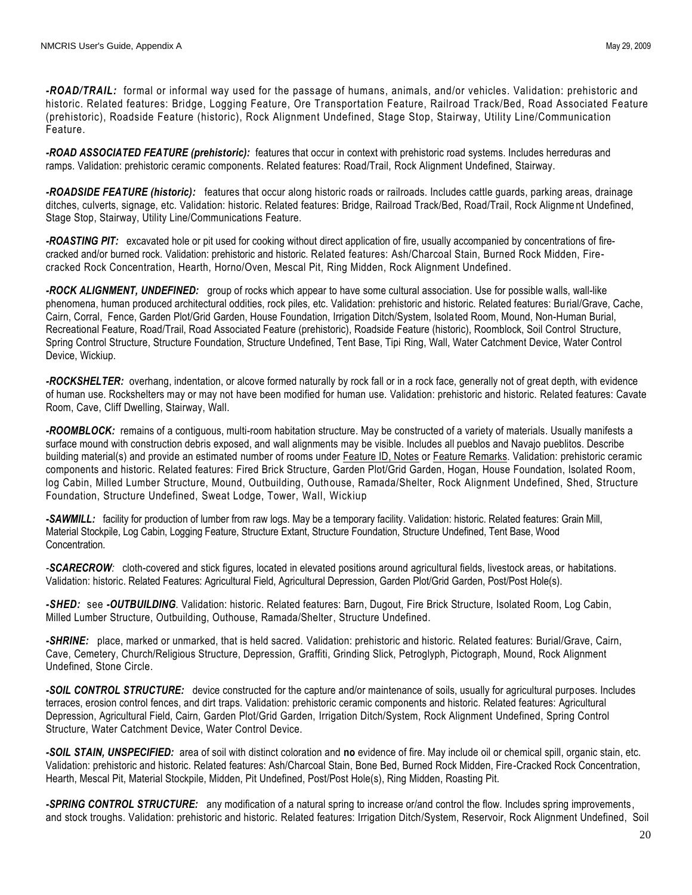***-ROAD/TRAIL:*** formal or informal way used for the passage of humans, animals, and/or vehicles. Validation: prehistoric and historic. Related features: Bridge, Logging Feature, Ore Transportation Feature, Railroad Track/Bed, Road Associated Feature (prehistoric), Roadside Feature (historic), Rock Alignment Undefined, Stage Stop, Stairway, Utility Line/Communication Feature.

***-ROAD ASSOCIATED FEATURE (prehistoric):*** features that occur in context with prehistoric road systems. Includes herreduras and ramps. Validation: prehistoric ceramic components. Related features: Road/Trail, Rock Alignment Undefined, Stairway.

***-ROADSIDE FEATURE (historic):*** features that occur along historic roads or railroads. Includes cattle guards, parking areas, drainage ditches, culverts, signage, etc. Validation: historic. Related features: Bridge, Railroad Track/Bed, Road/Trail, Rock Alignment Undefined, Stage Stop, Stairway, Utility Line/Communications Feature.

***-ROASTING PIT:*** excavated hole or pit used for cooking without direct application of fire, usually accompanied by concentrations of fire-cracked and/or burned rock. Validation: prehistoric and historic. Related features: Ash/Charcoal Stain, Burned Rock Midden, Fire-cracked Rock Concentration, Hearth, Horno/Oven, Mescal Pit, Ring Midden, Rock Alignment Undefined.

***-ROCK ALIGNMENT, UNDEFINED:*** group of rocks which appear to have some cultural association. Use for possible walls, wall-like phenomena, human produced architectural oddities, rock piles, etc. Validation: prehistoric and historic. Related features: Burial/Grave, Cache, Cairn, Corral, Fence, Garden Plot/Grid Garden, House Foundation, Irrigation Ditch/System, Isolated Room, Mound, Non-Human Burial, Recreational Feature, Road/Trail, Road Associated Feature (prehistoric), Roadside Feature (historic), Roomblock, Soil Control Structure, Spring Control Structure, Structure Foundation, Structure Undefined, Tent Base, Tipi Ring, Wall, Water Catchment Device, Water Control Device, Wickiup.

***-ROCKSHELTER:*** overhang, indentation, or alcove formed naturally by rock fall or in a rock face, generally not of great depth, with evidence of human use. Rockshelters may or may not have been modified for human use. Validation: prehistoric and historic. Related features: Cavate Room, Cave, Cliff Dwelling, Stairway, Wall.

***-ROOMBLOCK:*** remains of a contiguous, multi-room habitation structure. May be constructed of a variety of materials. Usually manifests a surface mound with construction debris exposed, and wall alignments may be visible. Includes all pueblos and Navajo pueblitos. Describe building material(s) and provide an estimated number of rooms under Feature ID, Notes or Feature Remarks. Validation: prehistoric ceramic components and historic. Related features: Fired Brick Structure, Garden Plot/Grid Garden, Hogan, House Foundation, Isolated Room, log Cabin, Milled Lumber Structure, Mound, Outbuilding, Outhouse, Ramada/Shelter, Rock Alignment Undefined, Shed, Structure Foundation, Structure Undefined, Sweat Lodge, Tower, Wall, Wickiup

***-SAWMILL:*** facility for production of lumber from raw logs. May be a temporary facility. Validation: historic. Related features: Grain Mill, Material Stockpile, Log Cabin, Logging Feature, Structure Extant, Structure Foundation, Structure Undefined, Tent Base, Wood Concentration.

-***SCARECROW***: cloth-covered and stick figures, located in elevated positions around agricultural fields, livestock areas, or habitations. Validation: historic. Related Features: Agricultural Field, Agricultural Depression, Garden Plot/Grid Garden, Post/Post Hole(s).

***-SHED:*** see ***-OUTBUILDING***. Validation: historic. Related features: Barn, Dugout, Fire Brick Structure, Isolated Room, Log Cabin, Milled Lumber Structure, Outbuilding, Outhouse, Ramada/Shelter, Structure Undefined.

***-SHRINE:*** place, marked or unmarked, that is held sacred. Validation: prehistoric and historic. Related features: Burial/Grave, Cairn, Cave, Cemetery, Church/Religious Structure, Depression, Graffiti, Grinding Slick, Petroglyph, Pictograph, Mound, Rock Alignment Undefined, Stone Circle.

***-SOIL CONTROL STRUCTURE:*** device constructed for the capture and/or maintenance of soils, usually for agricultural purposes. Includes terraces, erosion control fences, and dirt traps. Validation: prehistoric ceramic components and historic. Related features: Agricultural Depression, Agricultural Field, Cairn, Garden Plot/Grid Garden, Irrigation Ditch/System, Rock Alignment Undefined, Spring Control Structure, Water Catchment Device, Water Control Device.

***-SOIL STAIN, UNSPECIFIED:*** area of soil with distinct coloration and **no** evidence of fire. May include oil or chemical spill, organic stain, etc. Validation: prehistoric and historic. Related features: Ash/Charcoal Stain, Bone Bed, Burned Rock Midden, Fire-Cracked Rock Concentration, Hearth, Mescal Pit, Material Stockpile, Midden, Pit Undefined, Post/Post Hole(s), Ring Midden, Roasting Pit.

***-SPRING CONTROL STRUCTURE:*** any modification of a natural spring to increase or/and control the flow. Includes spring improvements, and stock troughs. Validation: prehistoric and historic. Related features: Irrigation Ditch/System, Reservoir, Rock Alignment Undefined, Soil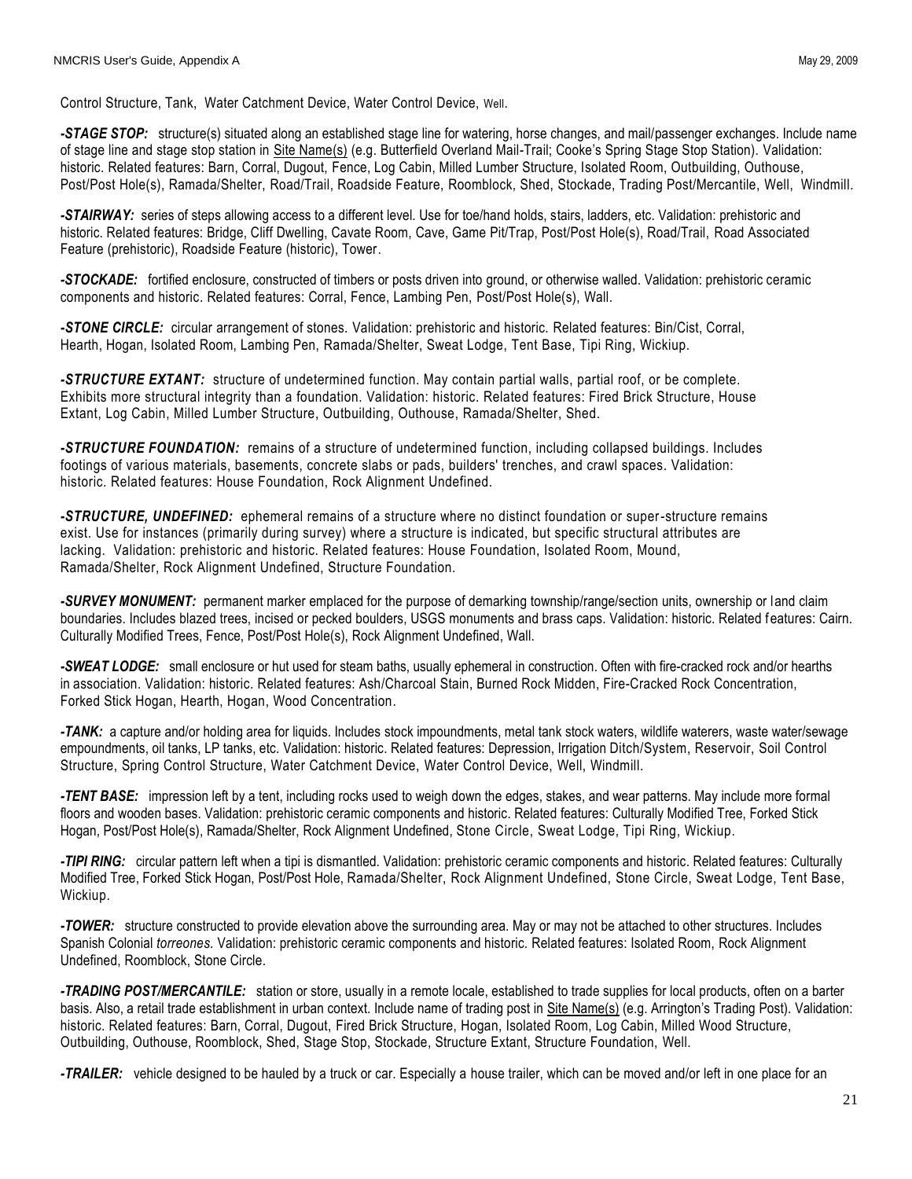Control Structure, Tank, Water Catchment Device, Water Control Device, Well.

***-STAGE STOP:*** structure(s) situated along an established stage line for watering, horse changes, and mail/passenger exchanges. Include name of stage line and stage stop station in Site Name(s) (e.g. Butterfield Overland Mail-Trail; Cooke's Spring Stage Stop Station). Validation: historic. Related features: Barn, Corral, Dugout, Fence, Log Cabin, Milled Lumber Structure, Isolated Room, Outbuilding, Outhouse, Post/Post Hole(s), Ramada/Shelter, Road/Trail, Roadside Feature, Roomblock, Shed, Stockade, Trading Post/Mercantile, Well, Windmill.

***-STAIRWAY:*** series of steps allowing access to a different level. Use for toe/hand holds, stairs, ladders, etc. Validation: prehistoric and historic. Related features: Bridge, Cliff Dwelling, Cavate Room, Cave, Game Pit/Trap, Post/Post Hole(s), Road/Trail, Road Associated Feature (prehistoric), Roadside Feature (historic), Tower.

***-STOCKADE:*** fortified enclosure, constructed of timbers or posts driven into ground, or otherwise walled. Validation: prehistoric ceramic components and historic. Related features: Corral, Fence, Lambing Pen, Post/Post Hole(s), Wall.

***-STONE CIRCLE:*** circular arrangement of stones. Validation: prehistoric and historic. Related features: Bin/Cist, Corral, Hearth, Hogan, Isolated Room, Lambing Pen, Ramada/Shelter, Sweat Lodge, Tent Base, Tipi Ring, Wickiup.

***-STRUCTURE EXTANT:*** structure of undetermined function. May contain partial walls, partial roof, or be complete. Exhibits more structural integrity than a foundation. Validation: historic. Related features: Fired Brick Structure, House Extant, Log Cabin, Milled Lumber Structure, Outbuilding, Outhouse, Ramada/Shelter, Shed.

***-STRUCTURE FOUNDATION:*** remains of a structure of undetermined function, including collapsed buildings. Includes footings of various materials, basements, concrete slabs or pads, builders' trenches, and crawl spaces. Validation: historic. Related features: House Foundation, Rock Alignment Undefined.

***-STRUCTURE, UNDEFINED:*** ephemeral remains of a structure where no distinct foundation or super-structure remains exist. Use for instances (primarily during survey) where a structure is indicated, but specific structural attributes are lacking. Validation: prehistoric and historic. Related features: House Foundation, Isolated Room, Mound, Ramada/Shelter, Rock Alignment Undefined, Structure Foundation.

***-SURVEY MONUMENT:*** permanent marker emplaced for the purpose of demarking township/range/section units, ownership or land claim boundaries. Includes blazed trees, incised or pecked boulders, USGS monuments and brass caps. Validation: historic. Related features: Cairn. Culturally Modified Trees, Fence, Post/Post Hole(s), Rock Alignment Undefined, Wall.

***-SWEAT LODGE:*** small enclosure or hut used for steam baths, usually ephemeral in construction. Often with fire-cracked rock and/or hearths in association. Validation: historic. Related features: Ash/Charcoal Stain, Burned Rock Midden, Fire-Cracked Rock Concentration, Forked Stick Hogan, Hearth, Hogan, Wood Concentration.

***-TANK:*** a capture and/or holding area for liquids. Includes stock impoundments, metal tank stock waters, wildlife waterers, waste water/sewage empoundments, oil tanks, LP tanks, etc. Validation: historic. Related features: Depression, Irrigation Ditch/System, Reservoir, Soil Control Structure, Spring Control Structure, Water Catchment Device, Water Control Device, Well, Windmill.

***-TENT BASE:*** impression left by a tent, including rocks used to weigh down the edges, stakes, and wear patterns. May include more formal floors and wooden bases. Validation: prehistoric ceramic components and historic. Related features: Culturally Modified Tree, Forked Stick Hogan, Post/Post Hole(s), Ramada/Shelter, Rock Alignment Undefined, Stone Circle, Sweat Lodge, Tipi Ring, Wickiup.

***-TIPI RING:*** circular pattern left when a tipi is dismantled. Validation: prehistoric ceramic components and historic. Related features: Culturally Modified Tree, Forked Stick Hogan, Post/Post Hole, Ramada/Shelter, Rock Alignment Undefined, Stone Circle, Sweat Lodge, Tent Base, Wickiup.

***-TOWER:*** structure constructed to provide elevation above the surrounding area. May or may not be attached to other structures. Includes Spanish Colonial *torreones*. Validation: prehistoric ceramic components and historic. Related features: Isolated Room, Rock Alignment Undefined, Roomblock, Stone Circle.

***-TRADING POST/MERCANTILE:*** station or store, usually in a remote locale, established to trade supplies for local products, often on a barter basis. Also, a retail trade establishment in urban context. Include name of trading post in Site Name(s) (e.g. Arrington's Trading Post). Validation: historic. Related features: Barn, Corral, Dugout, Fired Brick Structure, Hogan, Isolated Room, Log Cabin, Milled Wood Structure, Outbuilding, Outhouse, Roomblock, Shed, Stage Stop, Stockade, Structure Extant, Structure Foundation, Well.

***-TRAILER:*** vehicle designed to be hauled by a truck or car. Especially a house trailer, which can be moved and/or left in one place for an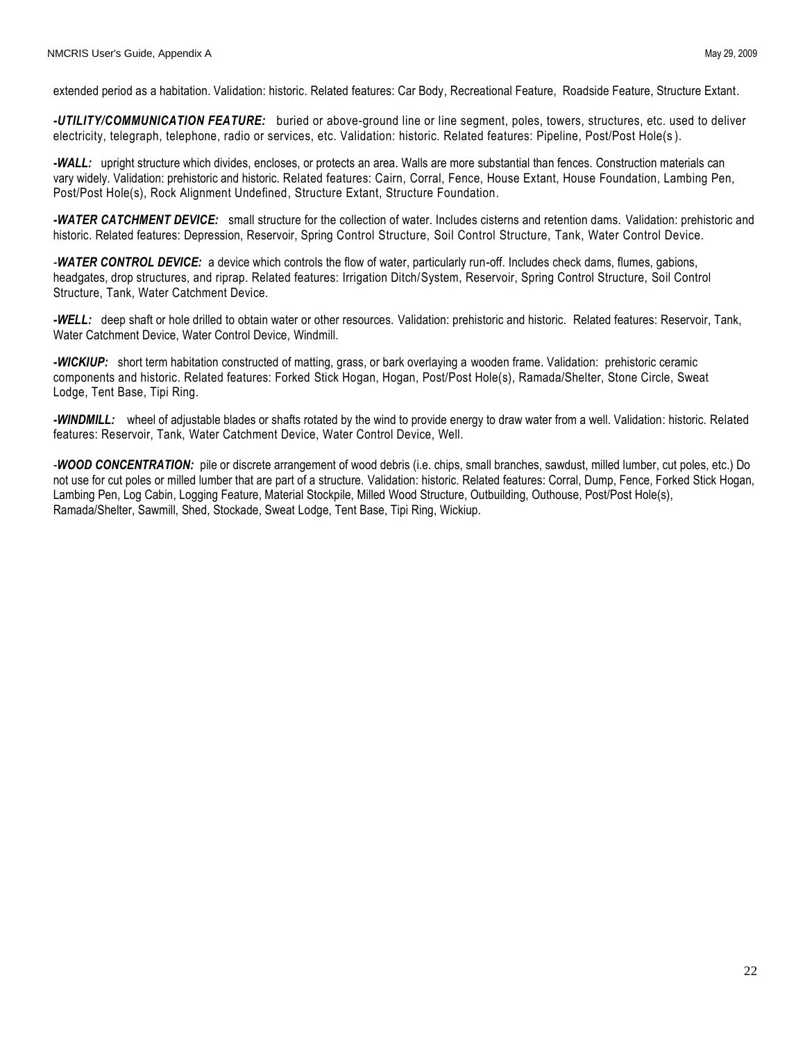extended period as a habitation. Validation: historic. Related features: Car Body, Recreational Feature, Roadside Feature, Structure Extant.

***-UTILITY/COMMUNICATION FEATURE:*** buried or above-ground line or line segment, poles, towers, structures, etc. used to deliver electricity, telegraph, telephone, radio or services, etc. Validation: historic. Related features: Pipeline, Post/Post Hole(s).

***-WALL:*** upright structure which divides, encloses, or protects an area. Walls are more substantial than fences. Construction materials can vary widely. Validation: prehistoric and historic. Related features: Cairn, Corral, Fence, House Extant, House Foundation, Lambing Pen, Post/Post Hole(s), Rock Alignment Undefined, Structure Extant, Structure Foundation.

***-WATER CATCHMENT DEVICE:*** small structure for the collection of water. Includes cisterns and retention dams. Validation: prehistoric and historic. Related features: Depression, Reservoir, Spring Control Structure, Soil Control Structure, Tank, Water Control Device.

-***WATER CONTROL DEVICE:*** a device which controls the flow of water, particularly run-off. Includes check dams, flumes, gabions, headgates, drop structures, and riprap. Related features: Irrigation Ditch/System, Reservoir, Spring Control Structure, Soil Control Structure, Tank, Water Catchment Device.

***-WELL:*** deep shaft or hole drilled to obtain water or other resources. Validation: prehistoric and historic. Related features: Reservoir, Tank, Water Catchment Device, Water Control Device, Windmill.

***-WICKIUP:*** short term habitation constructed of matting, grass, or bark overlaying a wooden frame. Validation: prehistoric ceramic components and historic. Related features: Forked Stick Hogan, Hogan, Post/Post Hole(s), Ramada/Shelter, Stone Circle, Sweat Lodge, Tent Base, Tipi Ring.

***-WINDMILL:*** wheel of adjustable blades or shafts rotated by the wind to provide energy to draw water from a well. Validation: historic. Related features: Reservoir, Tank, Water Catchment Device, Water Control Device, Well.

-***WOOD CONCENTRATION:*** pile or discrete arrangement of wood debris (i.e. chips, small branches, sawdust, milled lumber, cut poles, etc.) Do not use for cut poles or milled lumber that are part of a structure. Validation: historic. Related features: Corral, Dump, Fence, Forked Stick Hogan, Lambing Pen, Log Cabin, Logging Feature, Material Stockpile, Milled Wood Structure, Outbuilding, Outhouse, Post/Post Hole(s), Ramada/Shelter, Sawmill, Shed, Stockade, Sweat Lodge, Tent Base, Tipi Ring, Wickiup.